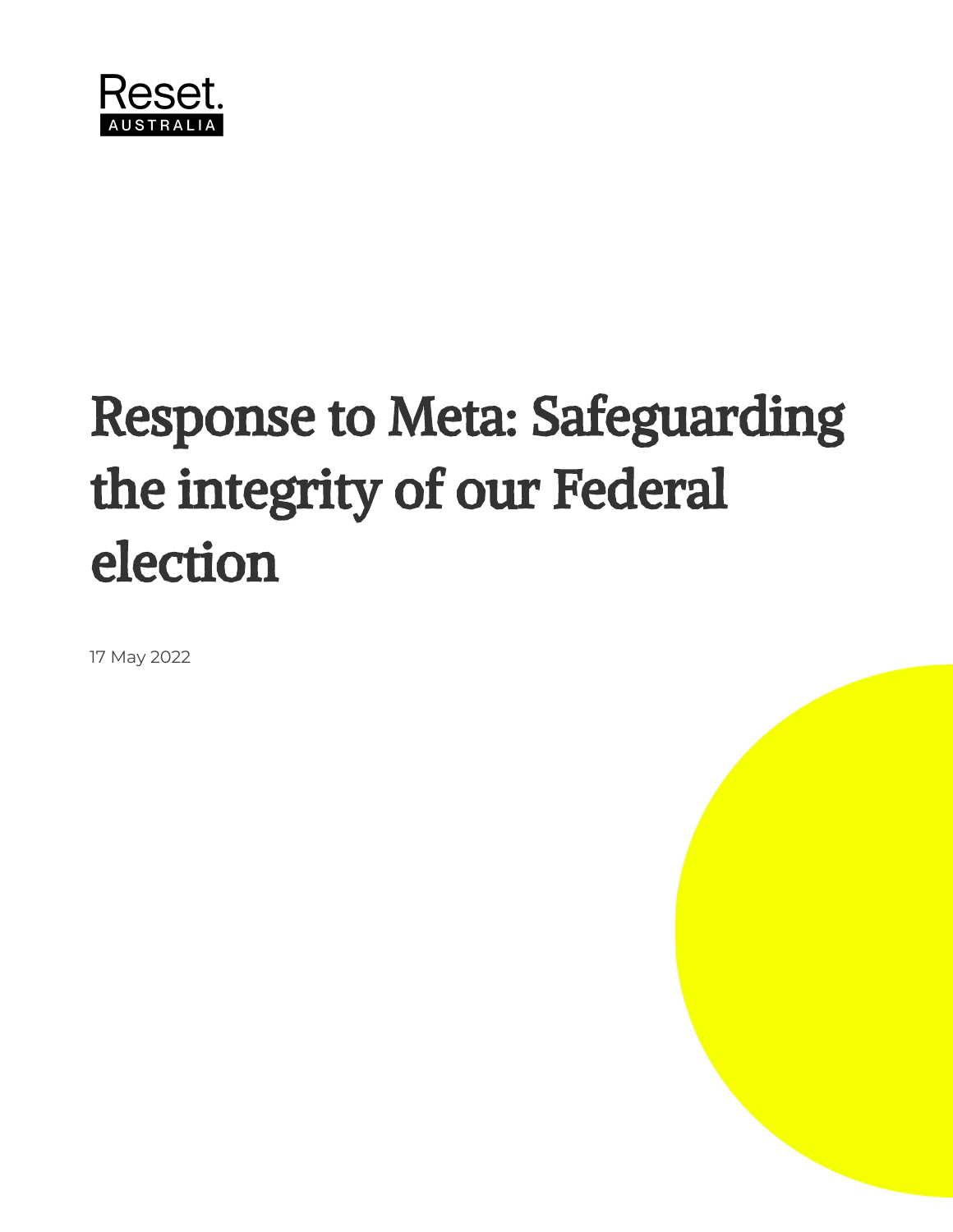Reset.
AUSTRALIA

# Response to Meta: Safeguarding the integrity of our Federal election

17 May 2022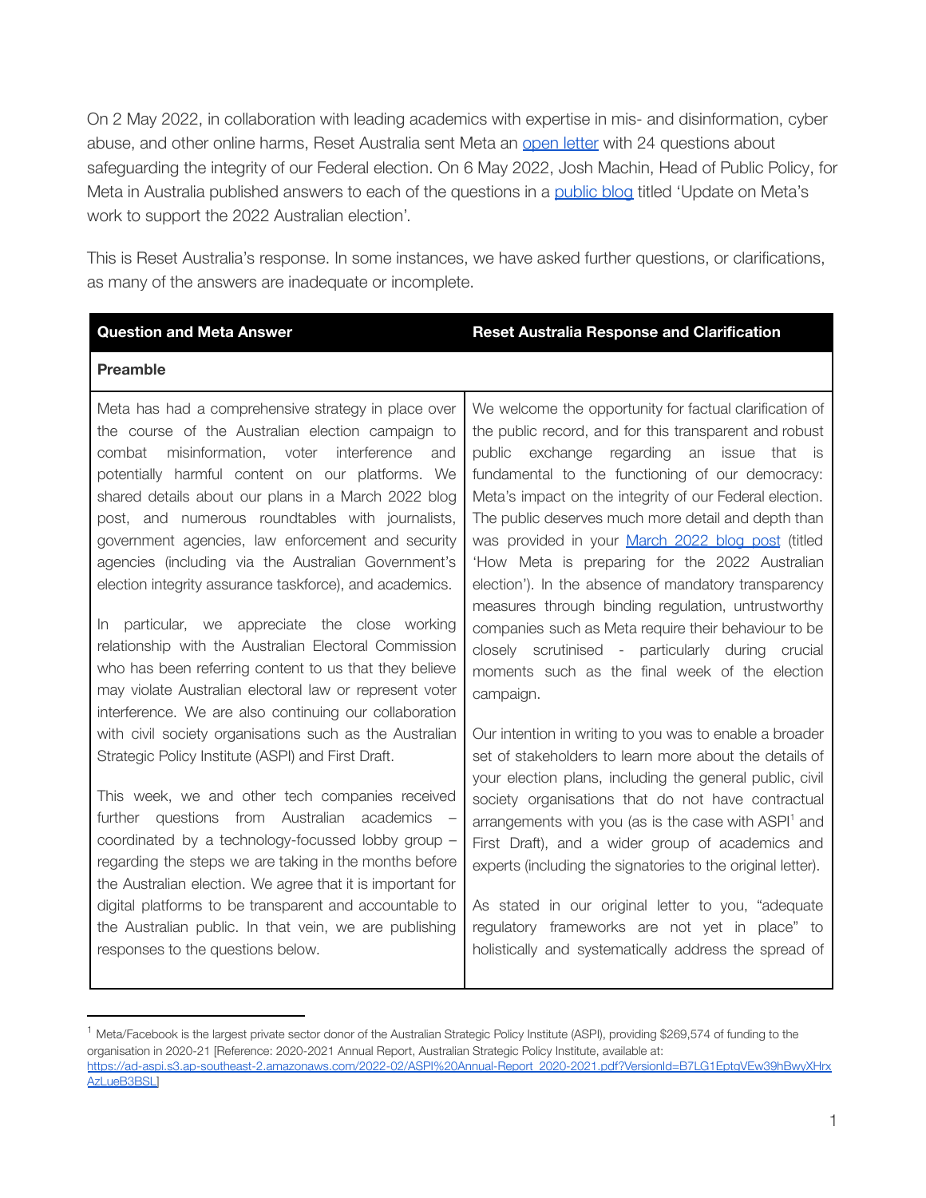On 2 May 2022, in collaboration with leading academics with expertise in mis- and disinformation, cyber abuse, and other online harms, Reset Australia sent Meta an open letter with 24 questions about safeguarding the integrity of our Federal election. On 6 May 2022, Josh Machin, Head of Public Policy, for Meta in Australia published answers to each of the questions in a public blog titled 'Update on Meta's work to support the 2022 Australian election'.

This is Reset Australia's response. In some instances, we have asked further questions, or clarifications, as many of the answers are inadequate or incomplete.

| Question and Meta Answer | Reset Australia Response and Clarification |
|---|---|
| **Preamble** | |
| Meta has had a comprehensive strategy in place over the course of the Australian election campaign to combat misinformation, voter interference and potentially harmful content on our platforms. We shared details about our plans in a March 2022 blog post, and numerous roundtables with journalists, government agencies, law enforcement and security agencies (including via the Australian Government's election integrity assurance taskforce), and academics.<br><br>In particular, we appreciate the close working relationship with the Australian Electoral Commission who has been referring content to us that they believe may violate Australian electoral law or represent voter interference. We are also continuing our collaboration with civil society organisations such as the Australian Strategic Policy Institute (ASPI) and First Draft.<br><br>This week, we and other tech companies received further questions from Australian academics – coordinated by a technology-focussed lobby group – regarding the steps we are taking in the months before the Australian election. We agree that it is important for digital platforms to be transparent and accountable to the Australian public. In that vein, we are publishing responses to the questions below. | We welcome the opportunity for factual clarification of the public record, and for this transparent and robust public exchange regarding an issue that is fundamental to the functioning of our democracy: Meta's impact on the integrity of our Federal election. The public deserves much more detail and depth than was provided in your March 2022 blog post (titled 'How Meta is preparing for the 2022 Australian election'). In the absence of mandatory transparency measures through binding regulation, untrustworthy companies such as Meta require their behaviour to be closely scrutinised - particularly during crucial moments such as the final week of the election campaign.<br><br>Our intention in writing to you was to enable a broader set of stakeholders to learn more about the details of your election plans, including the general public, civil society organisations that do not have contractual arrangements with you (as is the case with ASPI[1] and First Draft), and a wider group of academics and experts (including the signatories to the original letter).<br><br>As stated in our original letter to you, "adequate regulatory frameworks are not yet in place" to holistically and systematically address the spread of |

[1] Meta/Facebook is the largest private sector donor of the Australian Strategic Policy Institute (ASPI), providing $269,574 of funding to the organisation in 2020-21 [Reference: 2020-2021 Annual Report, Australian Strategic Policy Institute, available at: https://ad-aspi.s3.ap-southeast-2.amazonaws.com/2022-02/ASPI%20Annual-Report_2020-2021.pdf?VersionId=B7LG1EptqVEw39hBwyXHrxAzLueB3BSL]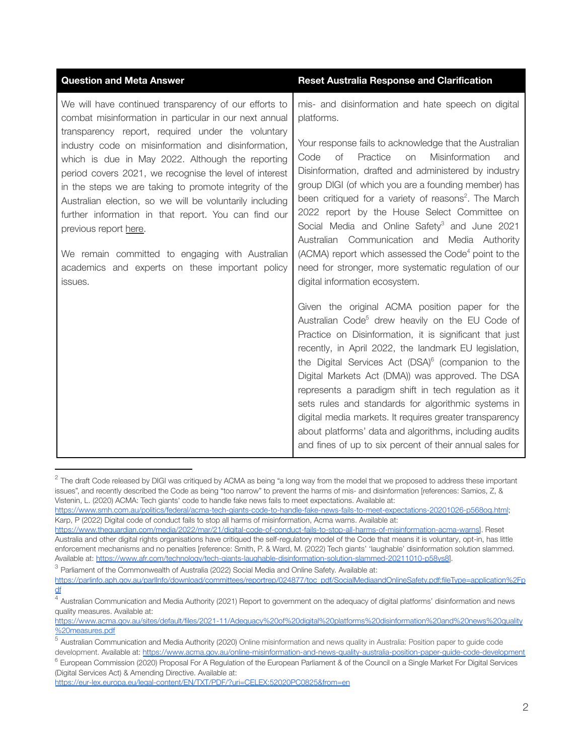| Question and Meta Answer | Reset Australia Response and Clarification |
|---|---|
| We will have continued transparency of our efforts to combat misinformation in particular in our next annual transparency report, required under the voluntary industry code on misinformation and disinformation, which is due in May 2022. Although the reporting period covers 2021, we recognise the level of interest in the steps we are taking to promote integrity of the Australian election, so we will be voluntarily including further information in that report. You can find our previous report here.<br><br>We remain committed to engaging with Australian academics and experts on these important policy issues. | mis- and disinformation and hate speech on digital platforms.<br><br>Your response fails to acknowledge that the Australian Code of Practice on Misinformation and Disinformation, drafted and administered by industry group DIGI (of which you are a founding member) has been critiqued for a variety of reasons[2]. The March 2022 report by the House Select Committee on Social Media and Online Safety[3] and June 2021 Australian Communication and Media Authority (ACMA) report which assessed the Code[4] point to the need for stronger, more systematic regulation of our digital information ecosystem.<br><br>Given the original ACMA position paper for the Australian Code[5] drew heavily on the EU Code of Practice on Disinformation, it is significant that just recently, in April 2022, the landmark EU legislation, the Digital Services Act (DSA)[6] (companion to the Digital Markets Act (DMA)) was approved. The DSA represents a paradigm shift in tech regulation as it sets rules and standards for algorithmic systems in digital media markets. It requires greater transparency about platforms' data and algorithms, including audits and fines of up to six percent of their annual sales for |

[2] The draft Code released by DIGI was critiqued by ACMA as being "a long way from the model that we proposed to address these important issues", and recently described the Code as being "too narrow" to prevent the harms of mis- and disinformation [references: Samios, Z, & Vistenin, L. (2020) ACMA: Tech giants' code to handle fake news fails to meet expectations. Available at: https://www.smh.com.au/politics/federal/acma-tech-giants-code-to-handle-fake-news-fails-to-meet-expectations-20201026-p568oq.html; Karp, P (2022) Digital code of conduct fails to stop all harms of misinformation, Acma warns. Available at: https://www.theguardian.com/media/2022/mar/21/digital-code-of-conduct-fails-to-stop-all-harms-of-misinformation-acma-warns]. Reset Australia and other digital rights organisations have critiqued the self-regulatory model of the Code that means it is voluntary, opt-in, has little enforcement mechanisms and no penalties [reference: Smith, P. & Ward, M. (2022) Tech giants' 'laughable' disinformation solution slammed. Available at: https://www.afr.com/technology/tech-giants-laughable-disinformation-solution-slammed-20211010-p58ys8].

[3] Parliament of the Commonwealth of Australia (2022) Social Media and Online Safety. Available at: https://parlinfo.aph.gov.au/parlInfo/download/committees/reportrep/024877/toc_pdf/SocialMediaandOnlineSafety.pdf;fileType=application%2Fpdf

[4] Australian Communication and Media Authority (2021) Report to government on the adequacy of digital platforms' disinformation and news quality measures. Available at: https://www.acma.gov.au/sites/default/files/2021-11/Adequacy%20of%20digital%20platforms%20disinformation%20and%20news%20quality%20measures.pdf

[5] Australian Communication and Media Authority (2020) Online misinformation and news quality in Australia: Position paper to guide code development. Available at: https://www.acma.gov.au/online-misinformation-and-news-quality-australia-position-paper-guide-code-development

[6] European Commission (2020) Proposal For A Regulation of the European Parliament & of the Council on a Single Market For Digital Services (Digital Services Act) & Amending Directive. Available at: https://eur-lex.europa.eu/legal-content/EN/TXT/PDF/?uri=CELEX:52020PC0825&from=en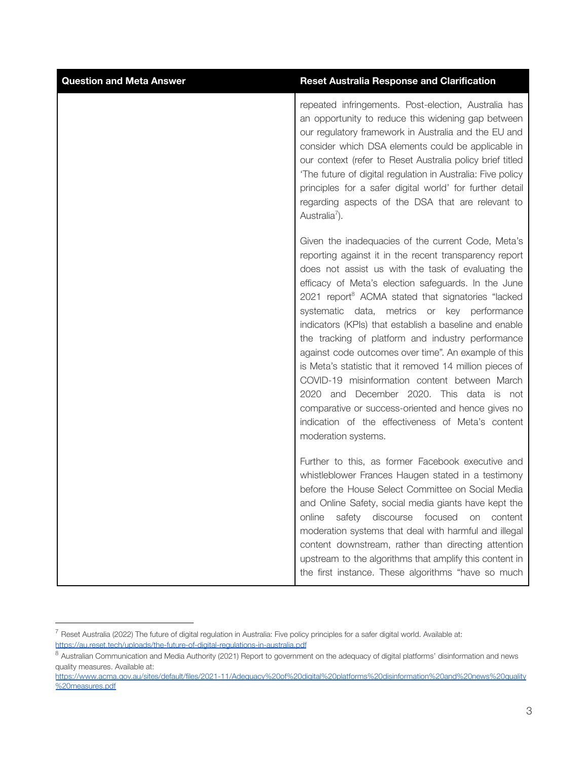| Question and Meta Answer | Reset Australia Response and Clarification |
| --- | --- |
| | repeated infringements. Post-election, Australia has an opportunity to reduce this widening gap between our regulatory framework in Australia and the EU and consider which DSA elements could be applicable in our context (refer to Reset Australia policy brief titled 'The future of digital regulation in Australia: Five policy principles for a safer digital world' for further detail regarding aspects of the DSA that are relevant to Australia[7]).<br><br>Given the inadequacies of the current Code, Meta's reporting against it in the recent transparency report does not assist us with the task of evaluating the efficacy of Meta's election safeguards. In the June 2021 report[8] ACMA stated that signatories "lacked systematic data, metrics or key performance indicators (KPIs) that establish a baseline and enable the tracking of platform and industry performance against code outcomes over time". An example of this is Meta's statistic that it removed 14 million pieces of COVID-19 misinformation content between March 2020 and December 2020. This data is not comparative or success-oriented and hence gives no indication of the effectiveness of Meta's content moderation systems.<br><br>Further to this, as former Facebook executive and whistleblower Frances Haugen stated in a testimony before the House Select Committee on Social Media and Online Safety, social media giants have kept the online safety discourse focused on content moderation systems that deal with harmful and illegal content downstream, rather than directing attention upstream to the algorithms that amplify this content in the first instance. These algorithms "have so much |

[7] Reset Australia (2022) The future of digital regulation in Australia: Five policy principles for a safer digital world. Available at: https://au.reset.tech/uploads/the-future-of-digital-regulations-in-australia.pdf

[8] Australian Communication and Media Authority (2021) Report to government on the adequacy of digital platforms' disinformation and news quality measures. Available at: https://www.acma.gov.au/sites/default/files/2021-11/Adequacy%20of%20digital%20platforms%20disinformation%20and%20news%20quality%20measures.pdf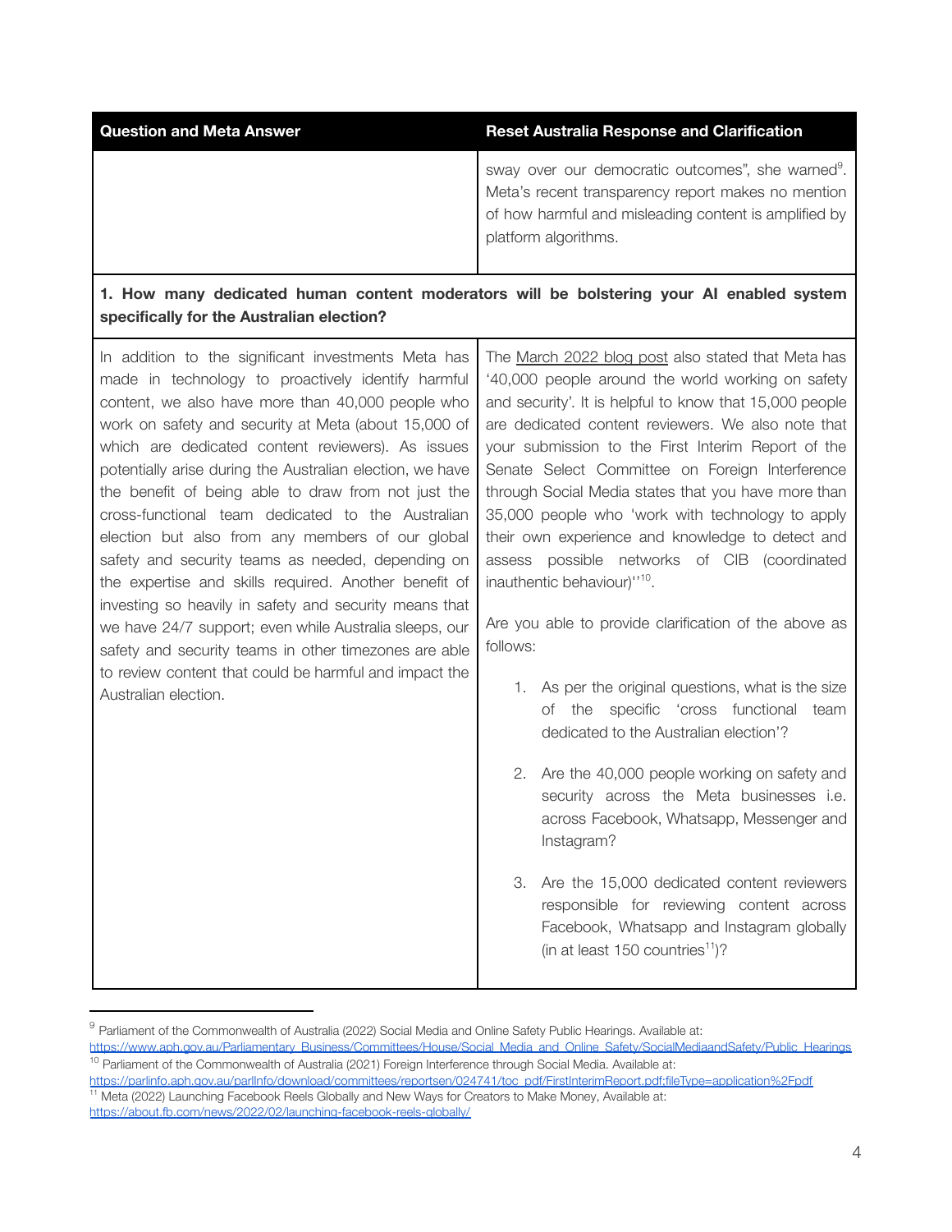| Question and Meta Answer | Reset Australia Response and Clarification |
| --- | --- |
| | sway over our democratic outcomes", she warned[9]. Meta's recent transparency report makes no mention of how harmful and misleading content is amplified by platform algorithms. |
| **1. How many dedicated human content moderators will be bolstering your AI enabled system specifically for the Australian election?** | |
| In addition to the significant investments Meta has made in technology to proactively identify harmful content, we also have more than 40,000 people who work on safety and security at Meta (about 15,000 of which are dedicated content reviewers). As issues potentially arise during the Australian election, we have the benefit of being able to draw from not just the cross-functional team dedicated to the Australian election but also from any members of our global safety and security teams as needed, depending on the expertise and skills required. Another benefit of investing so heavily in safety and security means that we have 24/7 support; even while Australia sleeps, our safety and security teams in other timezones are able to review content that could be harmful and impact the Australian election. | The March 2022 blog post also stated that Meta has '40,000 people around the world working on safety and security'. It is helpful to know that 15,000 people are dedicated content reviewers. We also note that your submission to the First Interim Report of the Senate Select Committee on Foreign Interference through Social Media states that you have more than 35,000 people who 'work with technology to apply their own experience and knowledge to detect and assess possible networks of CIB (coordinated inauthentic behaviour)''[10].<br><br>Are you able to provide clarification of the above as follows:<br><br>1. As per the original questions, what is the size of the specific 'cross functional team dedicated to the Australian election'?<br><br>2. Are the 40,000 people working on safety and security across the Meta businesses i.e. across Facebook, Whatsapp, Messenger and Instagram?<br><br>3. Are the 15,000 dedicated content reviewers responsible for reviewing content across Facebook, Whatsapp and Instagram globally (in at least 150 countries[11])? |

[9] Parliament of the Commonwealth of Australia (2022) Social Media and Online Safety Public Hearings. Available at: https://www.aph.gov.au/Parliamentary_Business/Committees/House/Social_Media_and_Online_Safety/SocialMediaandSafety/Public_Hearings

[10] Parliament of the Commonwealth of Australia (2021) Foreign Interference through Social Media. Available at: https://parlinfo.aph.gov.au/parlInfo/download/committees/reportsen/024741/toc_pdf/FirstInterimReport.pdf;fileType=application%2Fpdf

[11] Meta (2022) Launching Facebook Reels Globally and New Ways for Creators to Make Money, Available at: https://about.fb.com/news/2022/02/launching-facebook-reels-globally/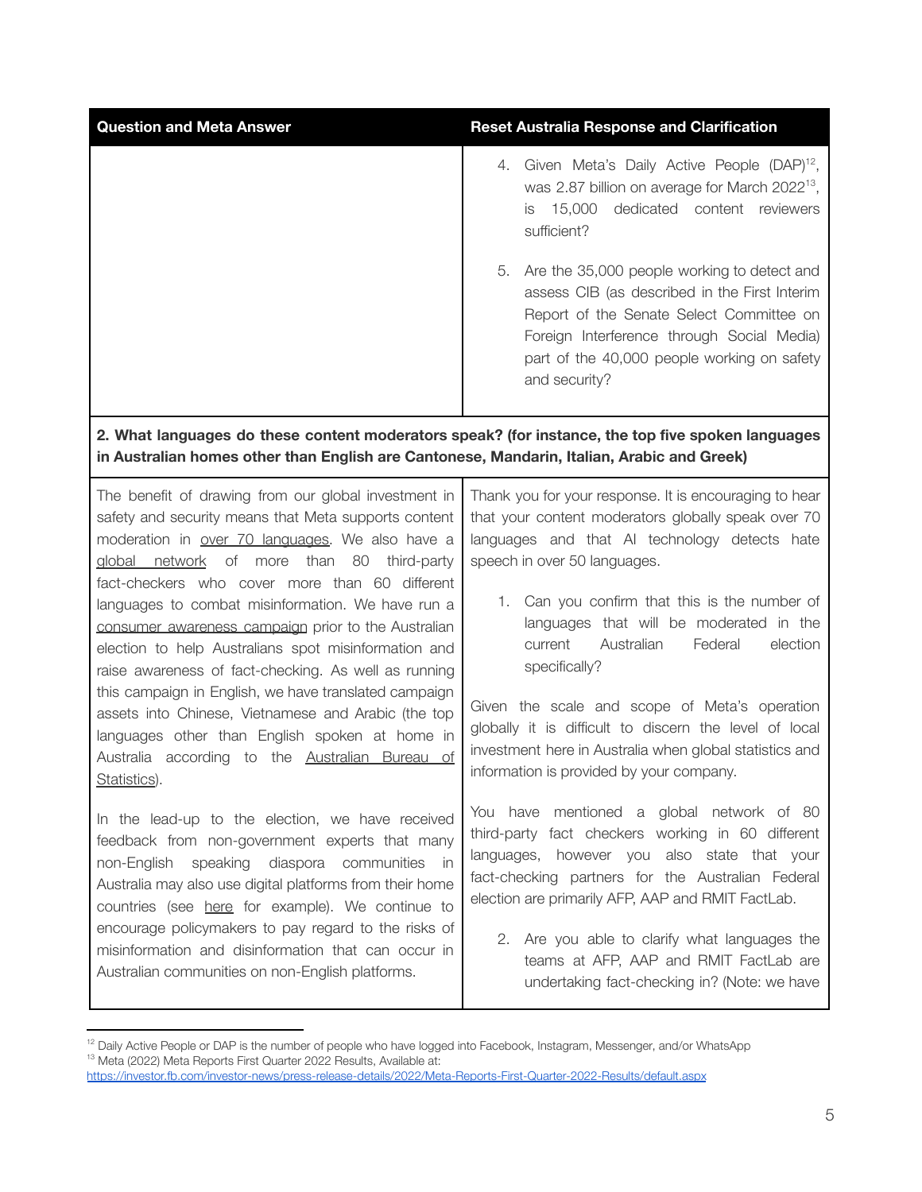| Question and Meta Answer | Reset Australia Response and Clarification |
| --- | --- |
| | 4. Given Meta's Daily Active People (DAP)[12], was 2.87 billion on average for March 2022[13], is 15,000 dedicated content reviewers sufficient?<br><br>5. Are the 35,000 people working to detect and assess CIB (as described in the First Interim Report of the Senate Select Committee on Foreign Interference through Social Media) part of the 40,000 people working on safety and security? |
| **2. What languages do these content moderators speak? (for instance, the top five spoken languages in Australian homes other than English are Cantonese, Mandarin, Italian, Arabic and Greek)** | |
| The benefit of drawing from our global investment in safety and security means that Meta supports content moderation in over 70 languages. We also have a global network of more than 80 third-party fact-checkers who cover more than 60 different languages to combat misinformation. We have run a consumer awareness campaign prior to the Australian election to help Australians spot misinformation and raise awareness of fact-checking. As well as running this campaign in English, we have translated campaign assets into Chinese, Vietnamese and Arabic (the top languages other than English spoken at home in Australia according to the Australian Bureau of Statistics).<br><br>In the lead-up to the election, we have received feedback from non-government experts that many non-English speaking diaspora communities in Australia may also use digital platforms from their home countries (see here for example). We continue to encourage policymakers to pay regard to the risks of misinformation and disinformation that can occur in Australian communities on non-English platforms. | Thank you for your response. It is encouraging to hear that your content moderators globally speak over 70 languages and that AI technology detects hate speech in over 50 languages.<br><br>1. Can you confirm that this is the number of languages that will be moderated in the current Australian Federal election specifically?<br><br>Given the scale and scope of Meta's operation globally it is difficult to discern the level of local investment here in Australia when global statistics and information is provided by your company.<br><br>You have mentioned a global network of 80 third-party fact checkers working in 60 different languages, however you also state that your fact-checking partners for the Australian Federal election are primarily AFP, AAP and RMIT FactLab.<br><br>2. Are you able to clarify what languages the teams at AFP, AAP and RMIT FactLab are undertaking fact-checking in? (Note: we have |

[12] Daily Active People or DAP is the number of people who have logged into Facebook, Instagram, Messenger, and/or WhatsApp

[13] Meta (2022) Meta Reports First Quarter 2022 Results, Available at: https://investor.fb.com/investor-news/press-release-details/2022/Meta-Reports-First-Quarter-2022-Results/default.aspx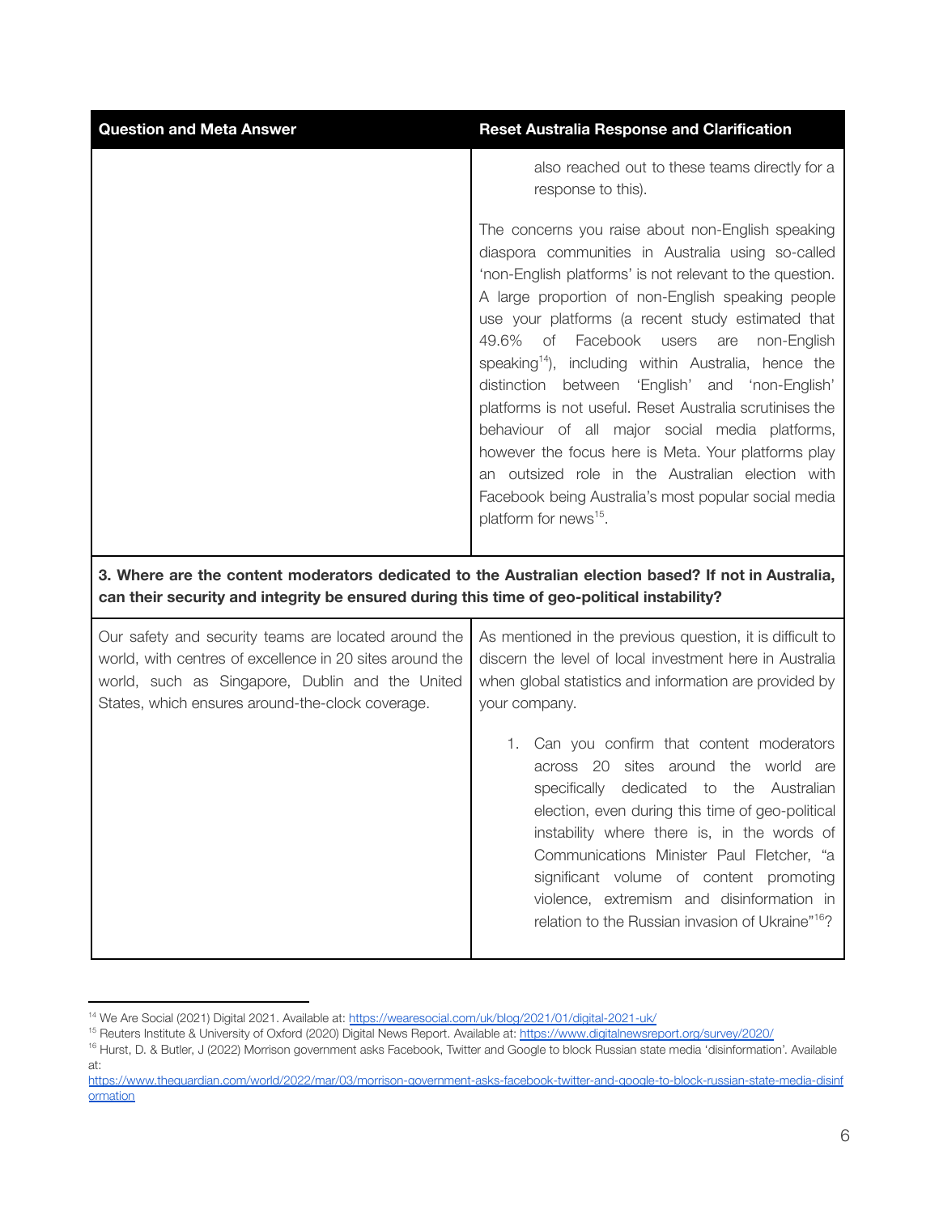| Question and Meta Answer | Reset Australia Response and Clarification |
|---|---|
| | also reached out to these teams directly for a response to this).<br><br>The concerns you raise about non-English speaking diaspora communities in Australia using so-called 'non-English platforms' is not relevant to the question. A large proportion of non-English speaking people use your platforms (a recent study estimated that 49.6% of Facebook users are non-English speaking[14]), including within Australia, hence the distinction between 'English' and 'non-English' platforms is not useful. Reset Australia scrutinises the behaviour of all major social media platforms, however the focus here is Meta. Your platforms play an outsized role in the Australian election with Facebook being Australia's most popular social media platform for news[15]. |
| **3. Where are the content moderators dedicated to the Australian election based? If not in Australia, can their security and integrity be ensured during this time of geo-political instability?** | |
| Our safety and security teams are located around the world, with centres of excellence in 20 sites around the world, such as Singapore, Dublin and the United States, which ensures around-the-clock coverage. | As mentioned in the previous question, it is difficult to discern the level of local investment here in Australia when global statistics and information are provided by your company.<br><br>1. Can you confirm that content moderators across 20 sites around the world are specifically dedicated to the Australian election, even during this time of geo-political instability where there is, in the words of Communications Minister Paul Fletcher, "a significant volume of content promoting violence, extremism and disinformation in relation to the Russian invasion of Ukraine"[16]? |

[14] We Are Social (2021) Digital 2021. Available at: https://wearesocial.com/uk/blog/2021/01/digital-2021-uk/

[15] Reuters Institute & University of Oxford (2020) Digital News Report. Available at: https://www.digitalnewsreport.org/survey/2020/

[16] Hurst, D. & Butler, J (2022) Morrison government asks Facebook, Twitter and Google to block Russian state media 'disinformation'. Available at: https://www.theguardian.com/world/2022/mar/03/morrison-government-asks-facebook-twitter-and-google-to-block-russian-state-media-disinformation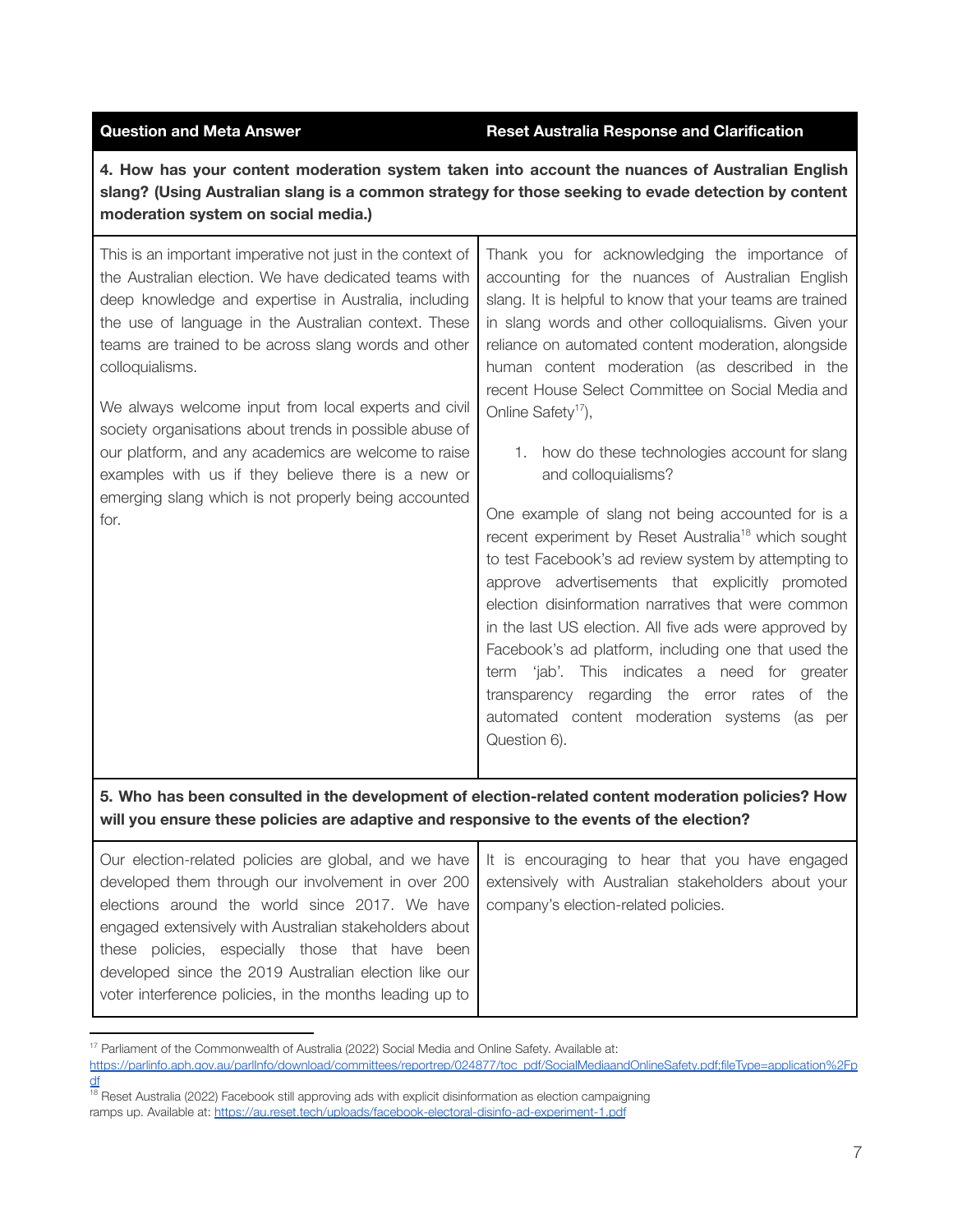| Question and Meta Answer | Reset Australia Response and Clarification |
|---|---|
| **4. How has your content moderation system taken into account the nuances of Australian English slang? (Using Australian slang is a common strategy for those seeking to evade detection by content moderation system on social media.)** | |
| This is an important imperative not just in the context of the Australian election. We have dedicated teams with deep knowledge and expertise in Australia, including the use of language in the Australian context. These teams are trained to be across slang words and other colloquialisms.<br><br>We always welcome input from local experts and civil society organisations about trends in possible abuse of our platform, and any academics are welcome to raise examples with us if they believe there is a new or emerging slang which is not properly being accounted for. | Thank you for acknowledging the importance of accounting for the nuances of Australian English slang. It is helpful to know that your teams are trained in slang words and other colloquialisms. Given your reliance on automated content moderation, alongside human content moderation (as described in the recent House Select Committee on Social Media and Online Safety[17]),<br><br>1. how do these technologies account for slang and colloquialisms?<br><br>One example of slang not being accounted for is a recent experiment by Reset Australia[18] which sought to test Facebook's ad review system by attempting to approve advertisements that explicitly promoted election disinformation narratives that were common in the last US election. All five ads were approved by Facebook's ad platform, including one that used the term 'jab'. This indicates a need for greater transparency regarding the error rates of the automated content moderation systems (as per Question 6). |
| **5. Who has been consulted in the development of election-related content moderation policies? How will you ensure these policies are adaptive and responsive to the events of the election?** | |
| Our election-related policies are global, and we have developed them through our involvement in over 200 elections around the world since 2017. We have engaged extensively with Australian stakeholders about these policies, especially those that have been developed since the 2019 Australian election like our voter interference policies, in the months leading up to | It is encouraging to hear that you have engaged extensively with Australian stakeholders about your company's election-related policies. |

[17] Parliament of the Commonwealth of Australia (2022) Social Media and Online Safety. Available at: https://parlinfo.aph.gov.au/parlInfo/download/committees/reportrep/024877/toc_pdf/SocialMediaandOnlineSafety.pdf;fileType=application%2Fpdf

[18] Reset Australia (2022) Facebook still approving ads with explicit disinformation as election campaigning ramps up. Available at: https://au.reset.tech/uploads/facebook-electoral-disinfo-ad-experiment-1.pdf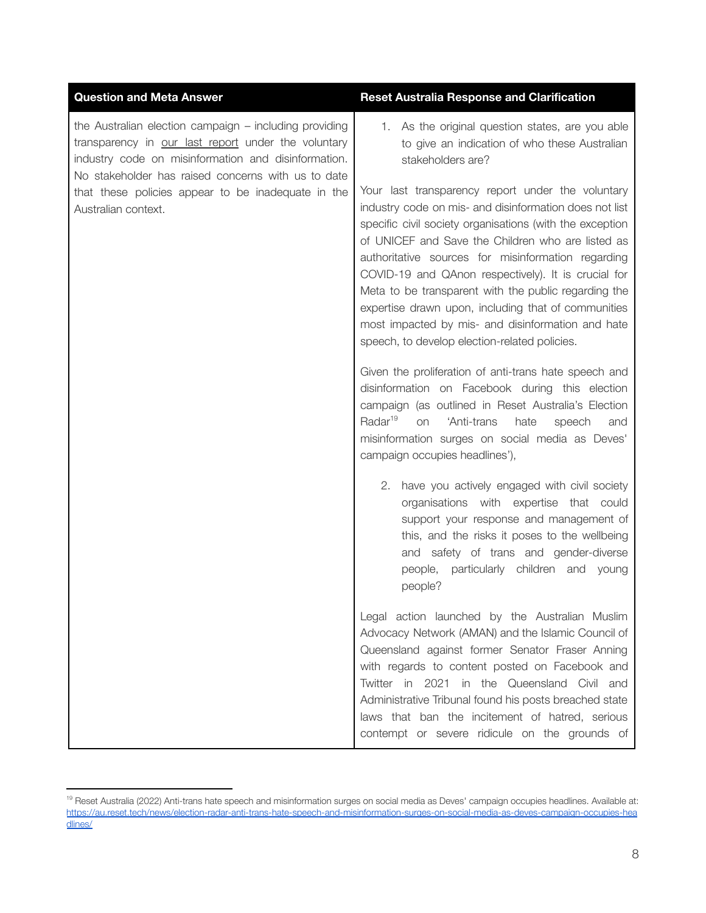| Question and Meta Answer | Reset Australia Response and Clarification |
|---|---|
| the Australian election campaign – including providing transparency in our last report under the voluntary industry code on misinformation and disinformation. No stakeholder has raised concerns with us to date that these policies appear to be inadequate in the Australian context. | 1. As the original question states, are you able to give an indication of who these Australian stakeholders are?<br><br>Your last transparency report under the voluntary industry code on mis- and disinformation does not list specific civil society organisations (with the exception of UNICEF and Save the Children who are listed as authoritative sources for misinformation regarding COVID-19 and QAnon respectively). It is crucial for Meta to be transparent with the public regarding the expertise drawn upon, including that of communities most impacted by mis- and disinformation and hate speech, to develop election-related policies.<br><br>Given the proliferation of anti-trans hate speech and disinformation on Facebook during this election campaign (as outlined in Reset Australia's Election Radar[19] on 'Anti-trans hate speech and misinformation surges on social media as Deves' campaign occupies headlines'),<br><br>2. have you actively engaged with civil society organisations with expertise that could support your response and management of this, and the risks it poses to the wellbeing and safety of trans and gender-diverse people, particularly children and young people?<br><br>Legal action launched by the Australian Muslim Advocacy Network (AMAN) and the Islamic Council of Queensland against former Senator Fraser Anning with regards to content posted on Facebook and Twitter in 2021 in the Queensland Civil and Administrative Tribunal found his posts breached state laws that ban the incitement of hatred, serious contempt or severe ridicule on the grounds of |

[19] Reset Australia (2022) Anti-trans hate speech and misinformation surges on social media as Deves' campaign occupies headlines. Available at: https://au.reset.tech/news/election-radar-anti-trans-hate-speech-and-misinformation-surges-on-social-media-as-deves-campaign-occupies-headlines/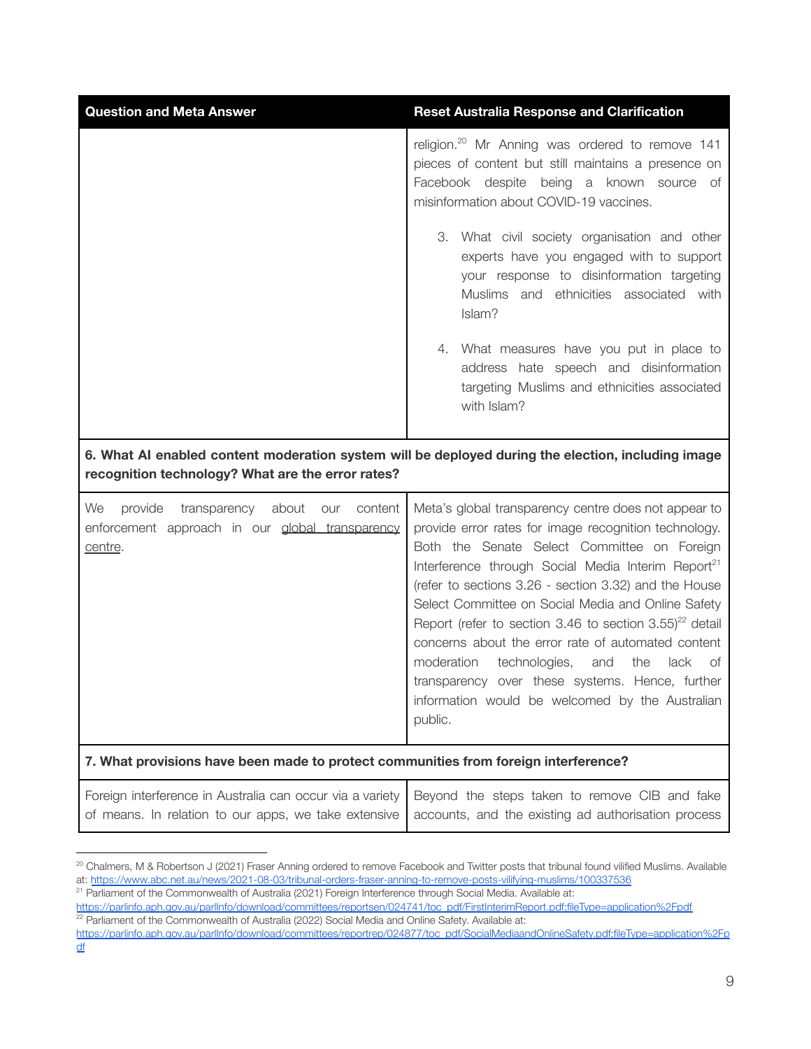| Question and Meta Answer | Reset Australia Response and Clarification |
|---|---|
| | religion.[20] Mr Anning was ordered to remove 141 pieces of content but still maintains a presence on Facebook despite being a known source of misinformation about COVID-19 vaccines.<br><br>3. What civil society organisation and other experts have you engaged with to support your response to disinformation targeting Muslims and ethnicities associated with Islam?<br><br>4. What measures have you put in place to address hate speech and disinformation targeting Muslims and ethnicities associated with Islam? |
| **6. What AI enabled content moderation system will be deployed during the election, including image recognition technology? What are the error rates?** | |
| We provide transparency about our content enforcement approach in our global transparency centre. | Meta's global transparency centre does not appear to provide error rates for image recognition technology. Both the Senate Select Committee on Foreign Interference through Social Media Interim Report[21] (refer to sections 3.26 - section 3.32) and the House Select Committee on Social Media and Online Safety Report (refer to section 3.46 to section 3.55)[22] detail concerns about the error rate of automated content moderation technologies, and the lack of transparency over these systems. Hence, further information would be welcomed by the Australian public. |
| **7. What provisions have been made to protect communities from foreign interference?** | |
| Foreign interference in Australia can occur via a variety of means. In relation to our apps, we take extensive | Beyond the steps taken to remove CIB and fake accounts, and the existing ad authorisation process |

[20] Chalmers, M & Robertson J (2021) Fraser Anning ordered to remove Facebook and Twitter posts that tribunal found vilified Muslims. Available at: https://www.abc.net.au/news/2021-08-03/tribunal-orders-fraser-anning-to-remove-posts-vilifying-muslims/100337536

[21] Parliament of the Commonwealth of Australia (2021) Foreign Interference through Social Media. Available at: https://parlinfo.aph.gov.au/parlInfo/download/committees/reportsen/024741/toc_pdf/FirstInterimReport.pdf;fileType=application%2Fpdf

[22] Parliament of the Commonwealth of Australia (2022) Social Media and Online Safety. Available at: https://parlinfo.aph.gov.au/parlInfo/download/committees/reportrep/024877/toc_pdf/SocialMediaandOnlineSafety.pdf;fileType=application%2Fpdf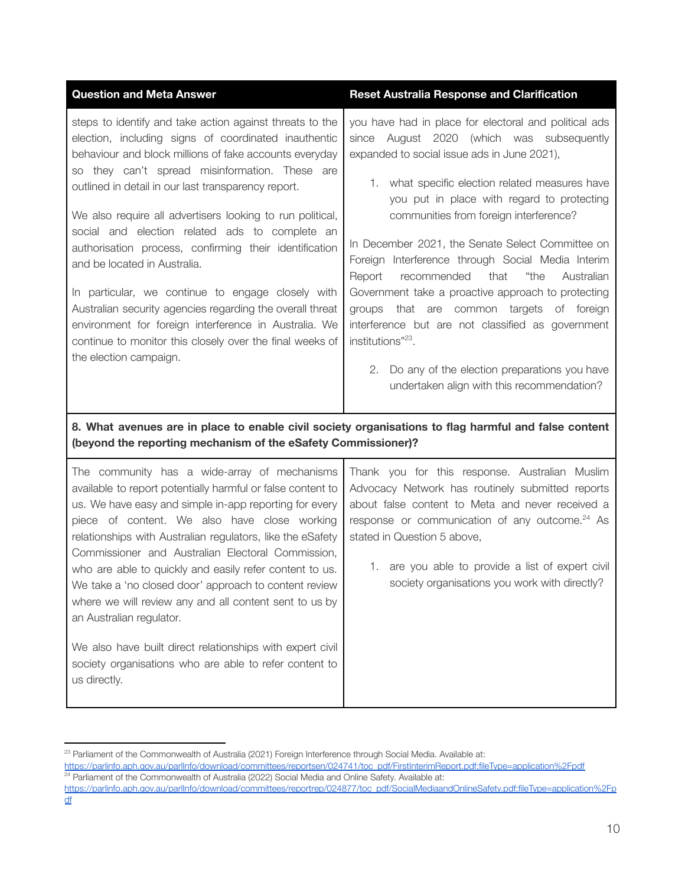| Question and Meta Answer | Reset Australia Response and Clarification |
|---|---|
| steps to identify and take action against threats to the election, including signs of coordinated inauthentic behaviour and block millions of fake accounts everyday so they can't spread misinformation. These are outlined in detail in our last transparency report.<br><br>We also require all advertisers looking to run political, social and election related ads to complete an authorisation process, confirming their identification and be located in Australia.<br><br>In particular, we continue to engage closely with Australian security agencies regarding the overall threat environment for foreign interference in Australia. We continue to monitor this closely over the final weeks of the election campaign. | you have had in place for electoral and political ads since August 2020 (which was subsequently expanded to social issue ads in June 2021),<br><br>1. what specific election related measures have you put in place with regard to protecting communities from foreign interference?<br><br>In December 2021, the Senate Select Committee on Foreign Interference through Social Media Interim Report recommended that "the Australian Government take a proactive approach to protecting groups that are common targets of foreign interference but are not classified as government institutions"[23].<br><br>2. Do any of the election preparations you have undertaken align with this recommendation? |
| **8. What avenues are in place to enable civil society organisations to flag harmful and false content (beyond the reporting mechanism of the eSafety Commissioner)?** | |
| The community has a wide-array of mechanisms available to report potentially harmful or false content to us. We have easy and simple in-app reporting for every piece of content. We also have close working relationships with Australian regulators, like the eSafety Commissioner and Australian Electoral Commission, who are able to quickly and easily refer content to us. We take a 'no closed door' approach to content review where we will review any and all content sent to us by an Australian regulator.<br><br>We also have built direct relationships with expert civil society organisations who are able to refer content to us directly. | Thank you for this response. Australian Muslim Advocacy Network has routinely submitted reports about false content to Meta and never received a response or communication of any outcome.[24] As stated in Question 5 above,<br><br>1. are you able to provide a list of expert civil society organisations you work with directly? |

[23] Parliament of the Commonwealth of Australia (2021) Foreign Interference through Social Media. Available at: https://parlinfo.aph.gov.au/parlInfo/download/committees/reportsen/024741/toc_pdf/FirstInterimReport.pdf;fileType=application%2Fpdf

[24] Parliament of the Commonwealth of Australia (2022) Social Media and Online Safety. Available at: https://parlinfo.aph.gov.au/parlInfo/download/committees/reportrep/024877/toc_pdf/SocialMediaandOnlineSafety.pdf;fileType=application%2Fpdf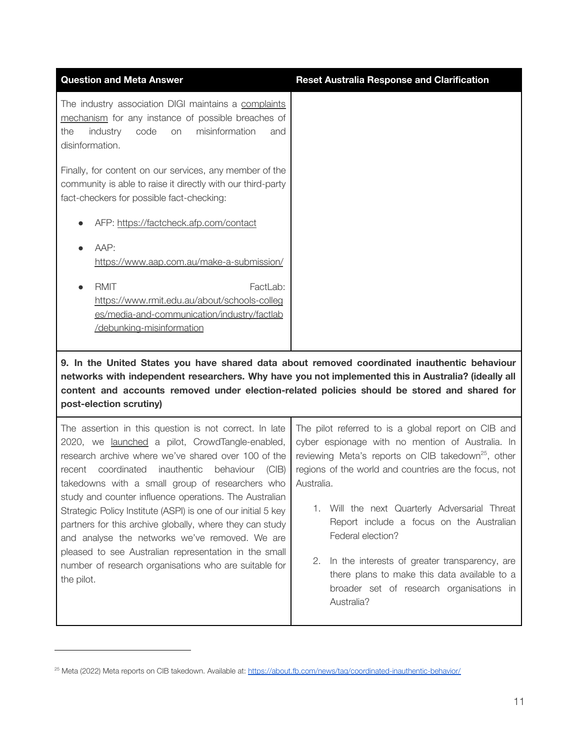| Question and Meta Answer | Reset Australia Response and Clarification |
| --- | --- |
| The industry association DIGI maintains a complaints mechanism for any instance of possible breaches of the industry code on misinformation and disinformation.<br><br>Finally, for content on our services, any member of the community is able to raise it directly with our third-party fact-checkers for possible fact-checking:<br><br>• AFP: https://factcheck.afp.com/contact<br>• AAP: https://www.aap.com.au/make-a-submission/<br>• RMIT FactLab: https://www.rmit.edu.au/about/schools-colleges/media-and-communication/industry/factlab/debunking-misinformation | |
| **9. In the United States you have shared data about removed coordinated inauthentic behaviour networks with independent researchers. Why have you not implemented this in Australia? (ideally all content and accounts removed under election-related policies should be stored and shared for post-election scrutiny)** | |
| The assertion in this question is not correct. In late 2020, we launched a pilot, CrowdTangle-enabled, research archive where we've shared over 100 of the recent coordinated inauthentic behaviour (CIB) takedowns with a small group of researchers who study and counter influence operations. The Australian Strategic Policy Institute (ASPI) is one of our initial 5 key partners for this archive globally, where they can study and analyse the networks we've removed. We are pleased to see Australian representation in the small number of research organisations who are suitable for the pilot. | The pilot referred to is a global report on CIB and cyber espionage with no mention of Australia. In reviewing Meta's reports on CIB takedown[25], other regions of the world and countries are the focus, not Australia.<br><br>1. Will the next Quarterly Adversarial Threat Report include a focus on the Australian Federal election?<br>2. In the interests of greater transparency, are there plans to make this data available to a broader set of research organisations in Australia? |

[25] Meta (2022) Meta reports on CIB takedown. Available at: https://about.fb.com/news/tag/coordinated-inauthentic-behavior/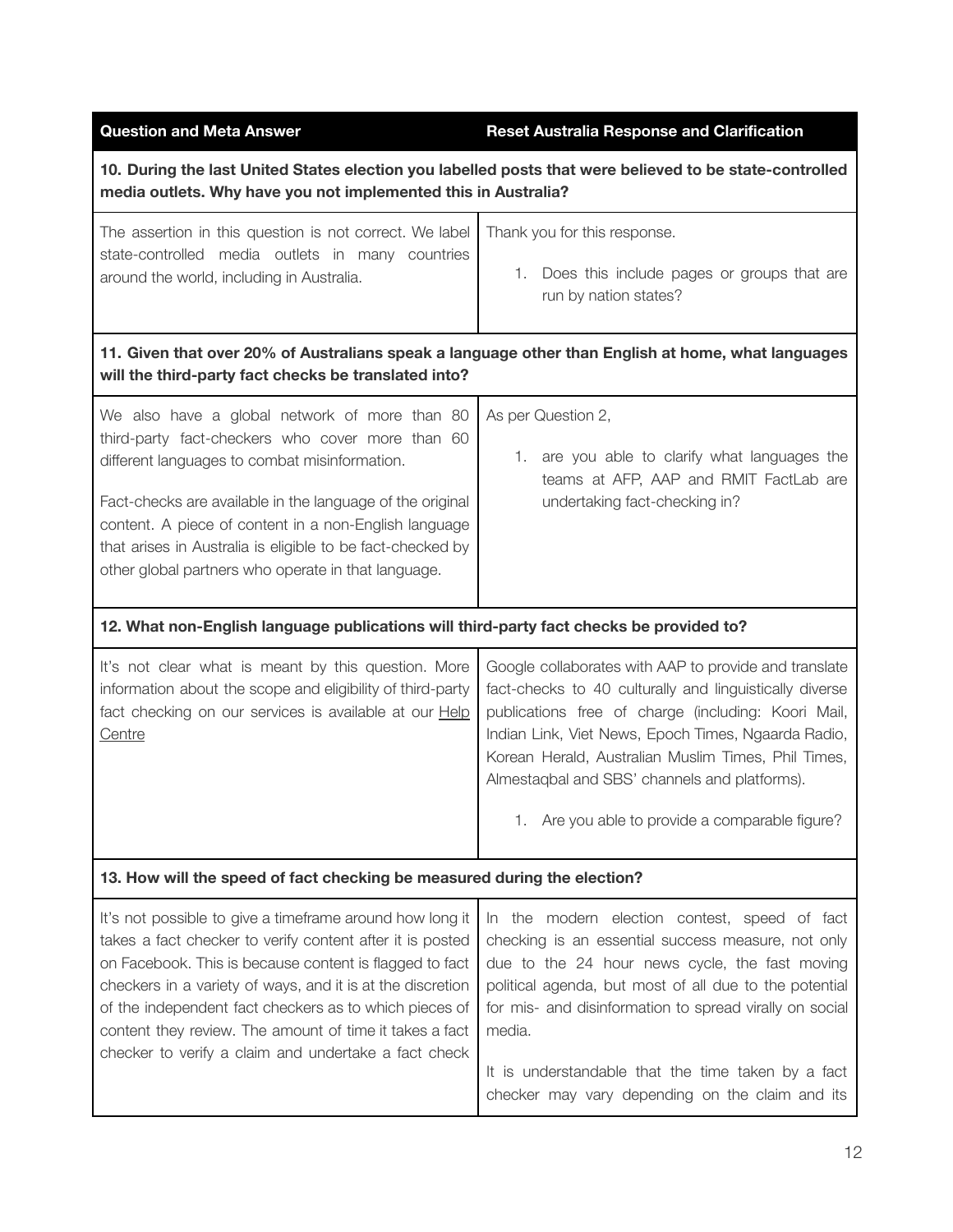| Question and Meta Answer | Reset Australia Response and Clarification |
|---|---|
| **10. During the last United States election you labelled posts that were believed to be state-controlled media outlets. Why have you not implemented this in Australia?** | |
| The assertion in this question is not correct. We label state-controlled media outlets in many countries around the world, including in Australia. | Thank you for this response.<br><br>1. Does this include pages or groups that are run by nation states? |
| **11. Given that over 20% of Australians speak a language other than English at home, what languages will the third-party fact checks be translated into?** | |
| We also have a global network of more than 80 third-party fact-checkers who cover more than 60 different languages to combat misinformation.<br><br>Fact-checks are available in the language of the original content. A piece of content in a non-English language that arises in Australia is eligible to be fact-checked by other global partners who operate in that language. | As per Question 2,<br><br>1. are you able to clarify what languages the teams at AFP, AAP and RMIT FactLab are undertaking fact-checking in? |
| **12. What non-English language publications will third-party fact checks be provided to?** | |
| It's not clear what is meant by this question. More information about the scope and eligibility of third-party fact checking on our services is available at our Help Centre | Google collaborates with AAP to provide and translate fact-checks to 40 culturally and linguistically diverse publications free of charge (including: Koori Mail, Indian Link, Viet News, Epoch Times, Ngaarda Radio, Korean Herald, Australian Muslim Times, Phil Times, Almestaqbal and SBS' channels and platforms).<br><br>1. Are you able to provide a comparable figure? |
| **13. How will the speed of fact checking be measured during the election?** | |
| It's not possible to give a timeframe around how long it takes a fact checker to verify content after it is posted on Facebook. This is because content is flagged to fact checkers in a variety of ways, and it is at the discretion of the independent fact checkers as to which pieces of content they review. The amount of time it takes a fact checker to verify a claim and undertake a fact check | In the modern election contest, speed of fact checking is an essential success measure, not only due to the 24 hour news cycle, the fast moving political agenda, but most of all due to the potential for mis- and disinformation to spread virally on social media.<br><br>It is understandable that the time taken by a fact checker may vary depending on the claim and its |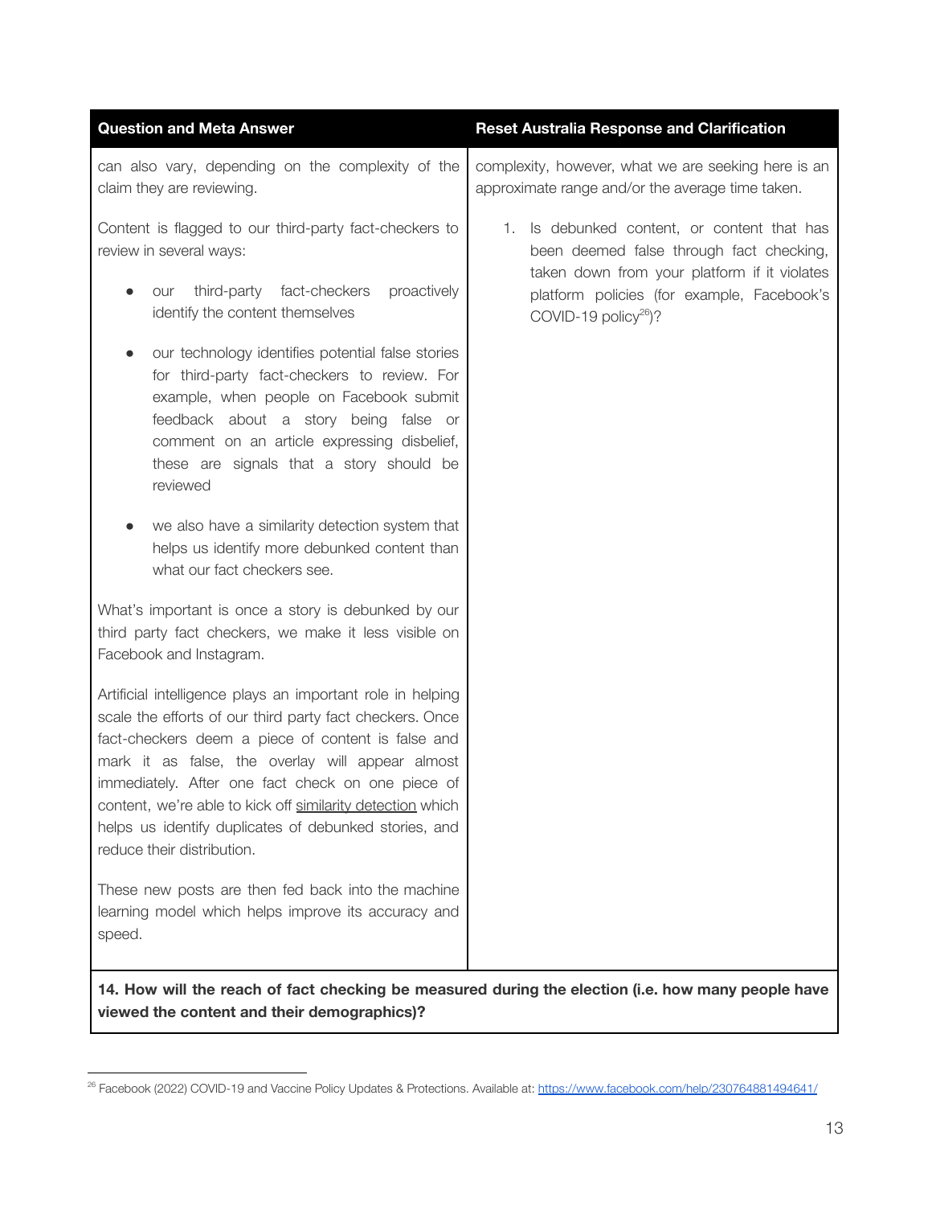| Question and Meta Answer | Reset Australia Response and Clarification |
|---|---|
| can also vary, depending on the complexity of the claim they are reviewing.<br><br>Content is flagged to our third-party fact-checkers to review in several ways:<br><br>● our third-party fact-checkers proactively identify the content themselves<br><br>● our technology identifies potential false stories for third-party fact-checkers to review. For example, when people on Facebook submit feedback about a story being false or comment on an article expressing disbelief, these are signals that a story should be reviewed<br><br>● we also have a similarity detection system that helps us identify more debunked content than what our fact checkers see.<br><br>What's important is once a story is debunked by our third party fact checkers, we make it less visible on Facebook and Instagram.<br><br>Artificial intelligence plays an important role in helping scale the efforts of our third party fact checkers. Once fact-checkers deem a piece of content is false and mark it as false, the overlay will appear almost immediately. After one fact check on one piece of content, we're able to kick off similarity detection which helps us identify duplicates of debunked stories, and reduce their distribution.<br><br>These new posts are then fed back into the machine learning model which helps improve its accuracy and speed. | complexity, however, what we are seeking here is an approximate range and/or the average time taken.<br><br>1. Is debunked content, or content that has been deemed false through fact checking, taken down from your platform if it violates platform policies (for example, Facebook's COVID-19 policy[26])? |
| **14. How will the reach of fact checking be measured during the election (i.e. how many people have viewed the content and their demographics)?** | |

[26] Facebook (2022) COVID-19 and Vaccine Policy Updates & Protections. Available at: https://www.facebook.com/help/230764881494641/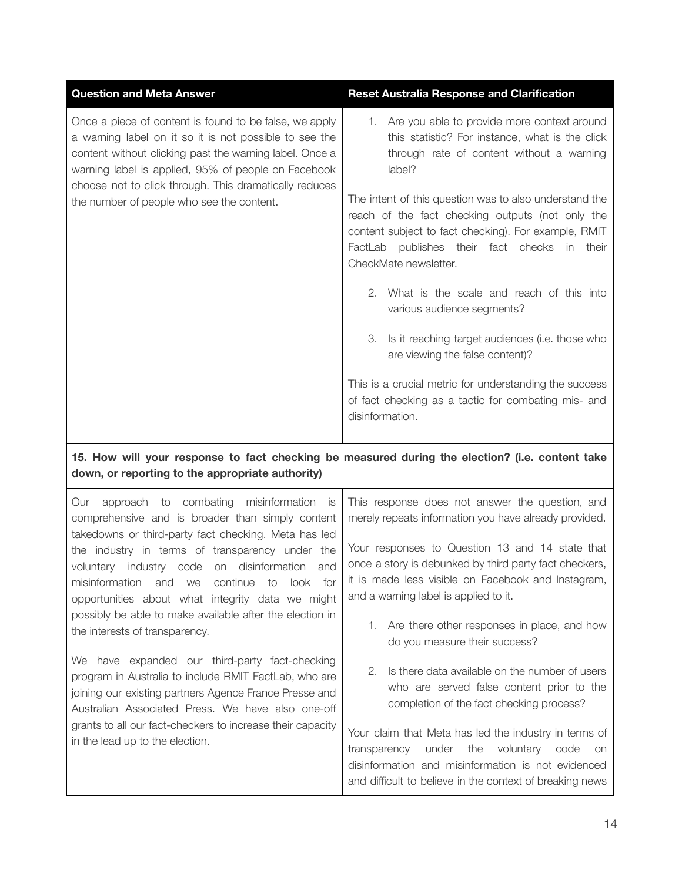| Question and Meta Answer | Reset Australia Response and Clarification |
|---|---|
| Once a piece of content is found to be false, we apply a warning label on it so it is not possible to see the content without clicking past the warning label. Once a warning label is applied, 95% of people on Facebook choose not to click through. This dramatically reduces the number of people who see the content. | 1. Are you able to provide more context around this statistic? For instance, what is the click through rate of content without a warning label?<br><br>The intent of this question was to also understand the reach of the fact checking outputs (not only the content subject to fact checking). For example, RMIT FactLab publishes their fact checks in their CheckMate newsletter.<br><br>2. What is the scale and reach of this into various audience segments?<br><br>3. Is it reaching target audiences (i.e. those who are viewing the false content)?<br><br>This is a crucial metric for understanding the success of fact checking as a tactic for combating mis- and disinformation. |
| **15. How will your response to fact checking be measured during the election? (i.e. content take down, or reporting to the appropriate authority)** | |
| Our approach to combating misinformation is comprehensive and is broader than simply content takedowns or third-party fact checking. Meta has led the industry in terms of transparency under the voluntary industry code on disinformation and misinformation and we continue to look for opportunities about what integrity data we might possibly be able to make available after the election in the interests of transparency.<br><br>We have expanded our third-party fact-checking program in Australia to include RMIT FactLab, who are joining our existing partners Agence France Presse and Australian Associated Press. We have also one-off grants to all our fact-checkers to increase their capacity in the lead up to the election. | This response does not answer the question, and merely repeats information you have already provided.<br><br>Your responses to Question 13 and 14 state that once a story is debunked by third party fact checkers, it is made less visible on Facebook and Instagram, and a warning label is applied to it.<br><br>1. Are there other responses in place, and how do you measure their success?<br><br>2. Is there data available on the number of users who are served false content prior to the completion of the fact checking process?<br><br>Your claim that Meta has led the industry in terms of transparency under the voluntary code on disinformation and misinformation is not evidenced and difficult to believe in the context of breaking news |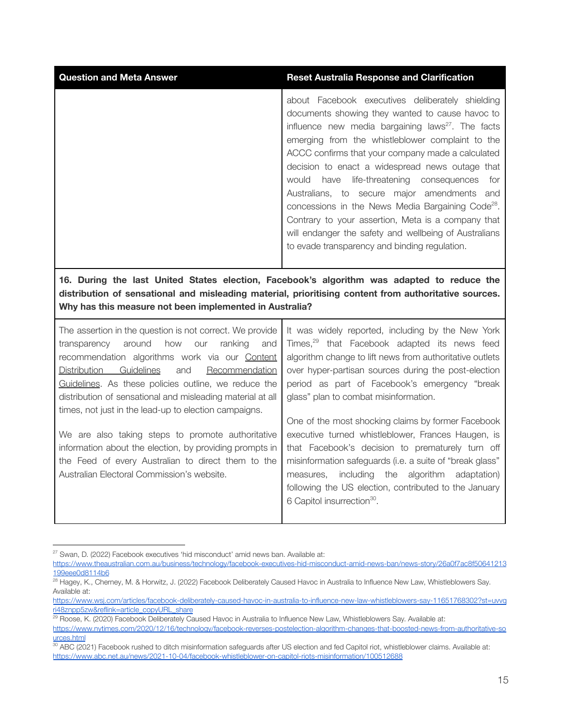| Question and Meta Answer | Reset Australia Response and Clarification |
|---|---|
| | about Facebook executives deliberately shielding documents showing they wanted to cause havoc to influence new media bargaining laws[27]. The facts emerging from the whistleblower complaint to the ACCC confirms that your company made a calculated decision to enact a widespread news outage that would have life-threatening consequences for Australians, to secure major amendments and concessions in the News Media Bargaining Code[28]. Contrary to your assertion, Meta is a company that will endanger the safety and wellbeing of Australians to evade transparency and binding regulation. |
| **16. During the last United States election, Facebook's algorithm was adapted to reduce the distribution of sensational and misleading material, prioritising content from authoritative sources. Why has this measure not been implemented in Australia?** | |
| The assertion in the question is not correct. We provide transparency around how our ranking and recommendation algorithms work via our Content Distribution Guidelines and Recommendation Guidelines. As these policies outline, we reduce the distribution of sensational and misleading material at all times, not just in the lead-up to election campaigns.<br><br>We are also taking steps to promote authoritative information about the election, by providing prompts in the Feed of every Australian to direct them to the Australian Electoral Commission's website. | It was widely reported, including by the New York Times,[29] that Facebook adapted its news feed algorithm change to lift news from authoritative outlets over hyper-partisan sources during the post-election period as part of Facebook's emergency "break glass" plan to combat misinformation.<br><br>One of the most shocking claims by former Facebook executive turned whistleblower, Frances Haugen, is that Facebook's decision to prematurely turn off misinformation safeguards (i.e. a suite of "break glass" measures, including the algorithm adaptation) following the US election, contributed to the January 6 Capitol insurrection[30]. |

[27] Swan, D. (2022) Facebook executives 'hid misconduct' amid news ban. Available at: https://www.theaustralian.com.au/business/technology/facebook-executives-hid-misconduct-amid-news-ban/news-story/26a0f7ac8f50641213199eee0d8114b6

[28] Hagey, K., Cherney, M. & Horwitz, J. (2022) Facebook Deliberately Caused Havoc in Australia to Influence New Law, Whistleblowers Say. Available at: https://www.wsj.com/articles/facebook-deliberately-caused-havoc-in-australia-to-influence-new-law-whistleblowers-say-11651768302?st=uvvqri48znpp5zw&reflink=article_copyURL_share

[29] Roose, K. (2020) Facebook Deliberately Caused Havoc in Australia to Influence New Law, Whistleblowers Say. Available at: https://www.nytimes.com/2020/12/16/technology/facebook-reverses-postelection-algorithm-changes-that-boosted-news-from-authoritative-sources.html

[30] ABC (2021) Facebook rushed to ditch misinformation safeguards after US election and fed Capitol riot, whistleblower claims. Available at: https://www.abc.net.au/news/2021-10-04/facebook-whistleblower-on-capitol-riots-misinformation/100512688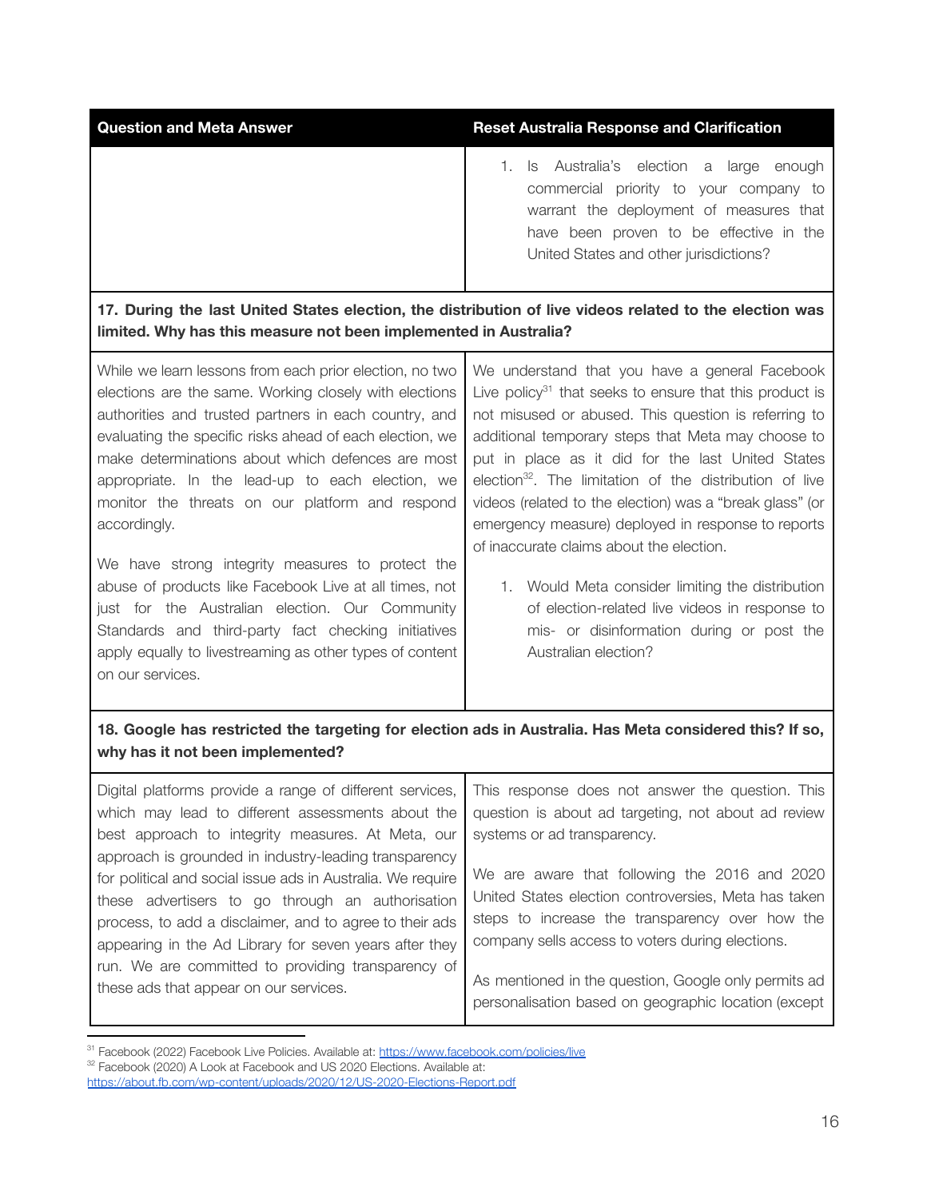| Question and Meta Answer | Reset Australia Response and Clarification |
| --- | --- |
| | 1. Is Australia's election a large enough commercial priority to your company to warrant the deployment of measures that have been proven to be effective in the United States and other jurisdictions? |
| **17. During the last United States election, the distribution of live videos related to the election was limited. Why has this measure not been implemented in Australia?** | |
| While we learn lessons from each prior election, no two elections are the same. Working closely with elections authorities and trusted partners in each country, and evaluating the specific risks ahead of each election, we make determinations about which defences are most appropriate. In the lead-up to each election, we monitor the threats on our platform and respond accordingly.<br><br>We have strong integrity measures to protect the abuse of products like Facebook Live at all times, not just for the Australian election. Our Community Standards and third-party fact checking initiatives apply equally to livestreaming as other types of content on our services. | We understand that you have a general Facebook Live policy[31] that seeks to ensure that this product is not misused or abused. This question is referring to additional temporary steps that Meta may choose to put in place as it did for the last United States election[32]. The limitation of the distribution of live videos (related to the election) was a "break glass" (or emergency measure) deployed in response to reports of inaccurate claims about the election.<br><br>1. Would Meta consider limiting the distribution of election-related live videos in response to mis- or disinformation during or post the Australian election? |
| **18. Google has restricted the targeting for election ads in Australia. Has Meta considered this? If so, why has it not been implemented?** | |
| Digital platforms provide a range of different services, which may lead to different assessments about the best approach to integrity measures. At Meta, our approach is grounded in industry-leading transparency for political and social issue ads in Australia. We require these advertisers to go through an authorisation process, to add a disclaimer, and to agree to their ads appearing in the Ad Library for seven years after they run. We are committed to providing transparency of these ads that appear on our services. | This response does not answer the question. This question is about ad targeting, not about ad review systems or ad transparency.<br><br>We are aware that following the 2016 and 2020 United States election controversies, Meta has taken steps to increase the transparency over how the company sells access to voters during elections.<br><br>As mentioned in the question, Google only permits ad personalisation based on geographic location (except |

[31] Facebook (2022) Facebook Live Policies. Available at: https://www.facebook.com/policies/live

[32] Facebook (2020) A Look at Facebook and US 2020 Elections. Available at: https://about.fb.com/wp-content/uploads/2020/12/US-2020-Elections-Report.pdf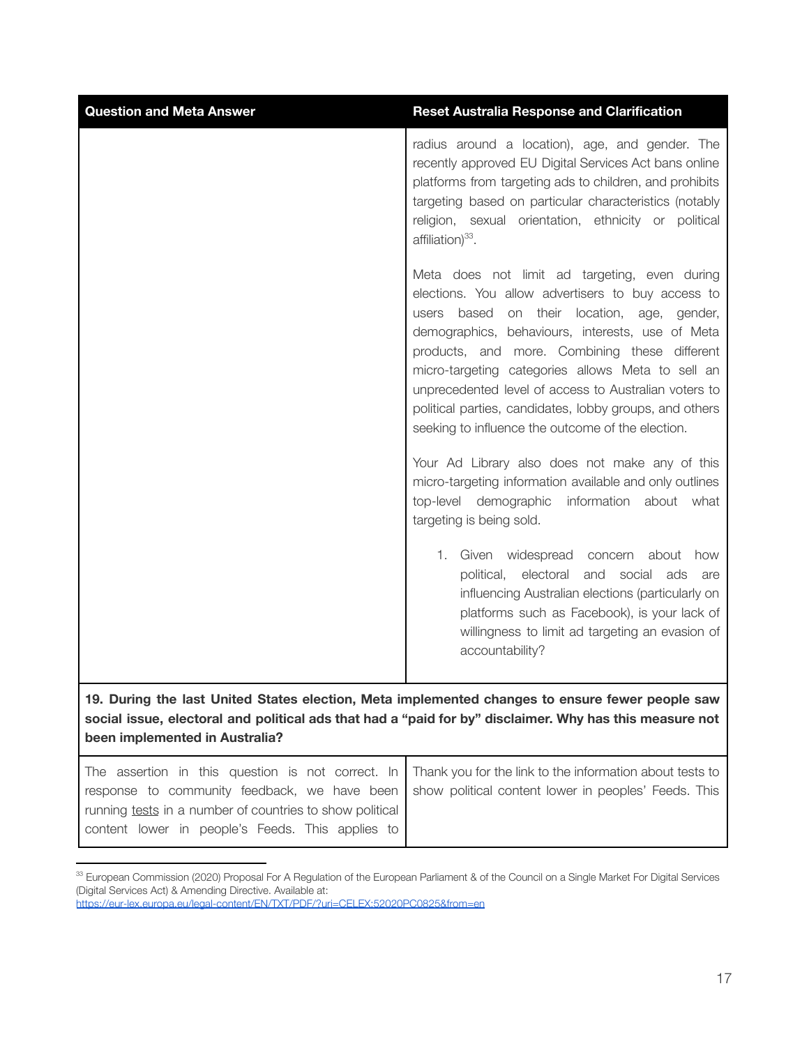| Question and Meta Answer | Reset Australia Response and Clarification |
| --- | --- |
| | radius around a location), age, and gender. The recently approved EU Digital Services Act bans online platforms from targeting ads to children, and prohibits targeting based on particular characteristics (notably religion, sexual orientation, ethnicity or political affiliation)[33].<br><br>Meta does not limit ad targeting, even during elections. You allow advertisers to buy access to users based on their location, age, gender, demographics, behaviours, interests, use of Meta products, and more. Combining these different micro-targeting categories allows Meta to sell an unprecedented level of access to Australian voters to political parties, candidates, lobby groups, and others seeking to influence the outcome of the election.<br><br>Your Ad Library also does not make any of this micro-targeting information available and only outlines top-level demographic information about what targeting is being sold.<br><br>1. Given widespread concern about how political, electoral and social ads are influencing Australian elections (particularly on platforms such as Facebook), is your lack of willingness to limit ad targeting an evasion of accountability? |
| **19. During the last United States election, Meta implemented changes to ensure fewer people saw social issue, electoral and political ads that had a "paid for by" disclaimer. Why has this measure not been implemented in Australia?** | |
| The assertion in this question is not correct. In response to community feedback, we have been running tests in a number of countries to show political content lower in people's Feeds. This applies to | Thank you for the link to the information about tests to show political content lower in peoples' Feeds. This |

[33] European Commission (2020) Proposal For A Regulation of the European Parliament & of the Council on a Single Market For Digital Services (Digital Services Act) & Amending Directive. Available at: https://eur-lex.europa.eu/legal-content/EN/TXT/PDF/?uri=CELEX:52020PC0825&from=en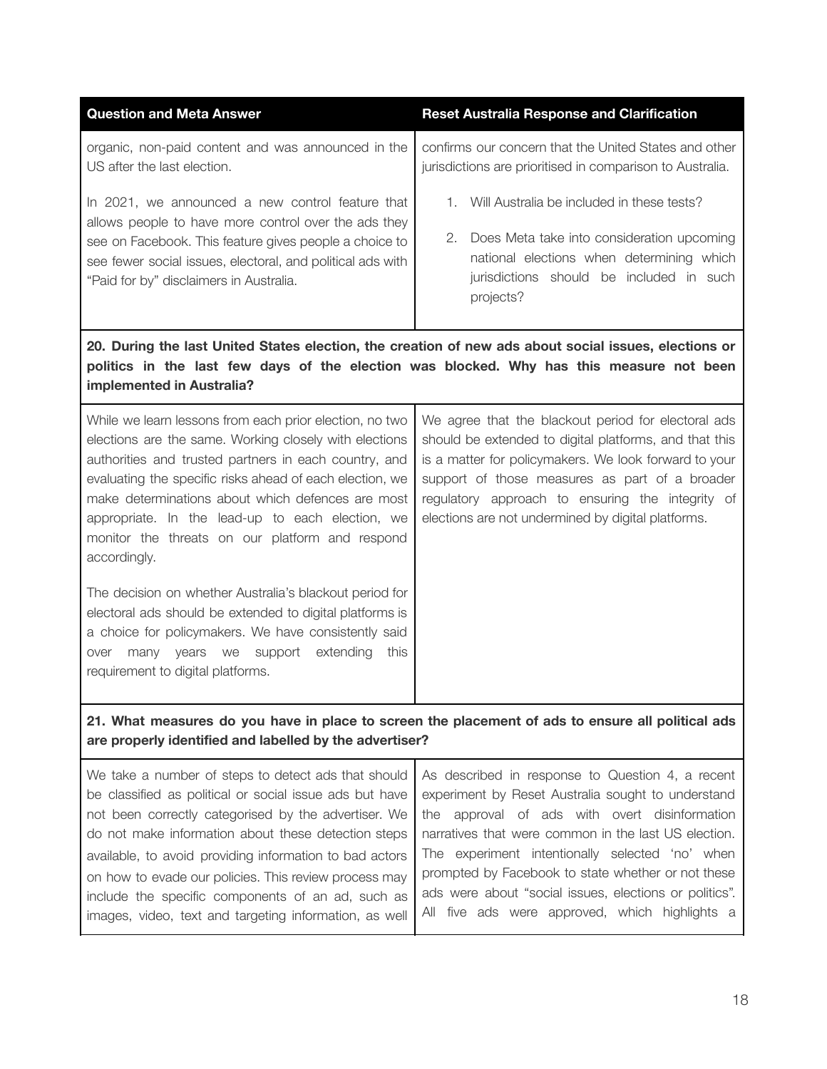| Question and Meta Answer | Reset Australia Response and Clarification |
| --- | --- |
| organic, non-paid content and was announced in the US after the last election.<br><br>In 2021, we announced a new control feature that allows people to have more control over the ads they see on Facebook. This feature gives people a choice to see fewer social issues, electoral, and political ads with "Paid for by" disclaimers in Australia. | confirms our concern that the United States and other jurisdictions are prioritised in comparison to Australia.<br><br>1. Will Australia be included in these tests?<br><br>2. Does Meta take into consideration upcoming national elections when determining which jurisdictions should be included in such projects? |
| **20. During the last United States election, the creation of new ads about social issues, elections or politics in the last few days of the election was blocked. Why has this measure not been implemented in Australia?** | |
| While we learn lessons from each prior election, no two elections are the same. Working closely with elections authorities and trusted partners in each country, and evaluating the specific risks ahead of each election, we make determinations about which defences are most appropriate. In the lead-up to each election, we monitor the threats on our platform and respond accordingly.<br><br>The decision on whether Australia's blackout period for electoral ads should be extended to digital platforms is a choice for policymakers. We have consistently said over many years we support extending this requirement to digital platforms. | We agree that the blackout period for electoral ads should be extended to digital platforms, and that this is a matter for policymakers. We look forward to your support of those measures as part of a broader regulatory approach to ensuring the integrity of elections are not undermined by digital platforms. |
| **21. What measures do you have in place to screen the placement of ads to ensure all political ads are properly identified and labelled by the advertiser?** | |
| We take a number of steps to detect ads that should be classified as political or social issue ads but have not been correctly categorised by the advertiser. We do not make information about these detection steps available, to avoid providing information to bad actors on how to evade our policies. This review process may include the specific components of an ad, such as images, video, text and targeting information, as well | As described in response to Question 4, a recent experiment by Reset Australia sought to understand the approval of ads with overt disinformation narratives that were common in the last US election. The experiment intentionally selected 'no' when prompted by Facebook to state whether or not these ads were about "social issues, elections or politics". All five ads were approved, which highlights a |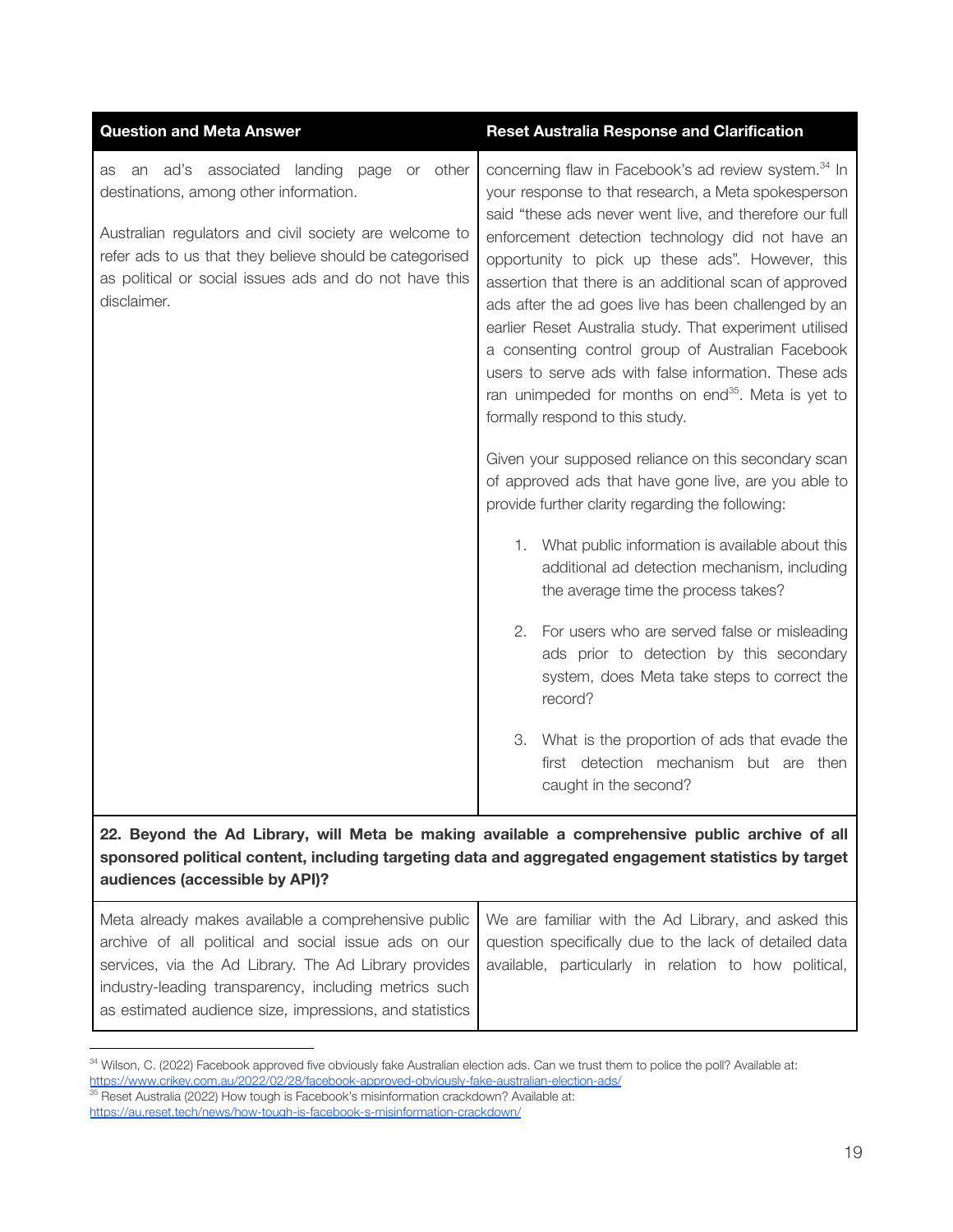| Question and Meta Answer | Reset Australia Response and Clarification |
|---|---|
| as an ad's associated landing page or other destinations, among other information.<br><br>Australian regulators and civil society are welcome to refer ads to us that they believe should be categorised as political or social issues ads and do not have this disclaimer. | concerning flaw in Facebook's ad review system.[34] In your response to that research, a Meta spokesperson said "these ads never went live, and therefore our full enforcement detection technology did not have an opportunity to pick up these ads". However, this assertion that there is an additional scan of approved ads after the ad goes live has been challenged by an earlier Reset Australia study. That experiment utilised a consenting control group of Australian Facebook users to serve ads with false information. These ads ran unimpeded for months on end[35]. Meta is yet to formally respond to this study.<br><br>Given your supposed reliance on this secondary scan of approved ads that have gone live, are you able to provide further clarity regarding the following:<br><br>1. What public information is available about this additional ad detection mechanism, including the average time the process takes?<br><br>2. For users who are served false or misleading ads prior to detection by this secondary system, does Meta take steps to correct the record?<br><br>3. What is the proportion of ads that evade the first detection mechanism but are then caught in the second? |
| **22. Beyond the Ad Library, will Meta be making available a comprehensive public archive of all sponsored political content, including targeting data and aggregated engagement statistics by target audiences (accessible by API)?** | |
| Meta already makes available a comprehensive public archive of all political and social issue ads on our services, via the Ad Library. The Ad Library provides industry-leading transparency, including metrics such as estimated audience size, impressions, and statistics | We are familiar with the Ad Library, and asked this question specifically due to the lack of detailed data available, particularly in relation to how political, |

[34] Wilson, C. (2022) Facebook approved five obviously fake Australian election ads. Can we trust them to police the poll? Available at: https://www.crikey.com.au/2022/02/28/facebook-approved-obviously-fake-australian-election-ads/

[35] Reset Australia (2022) How tough is Facebook's misinformation crackdown? Available at: https://au.reset.tech/news/how-tough-is-facebook-s-misinformation-crackdown/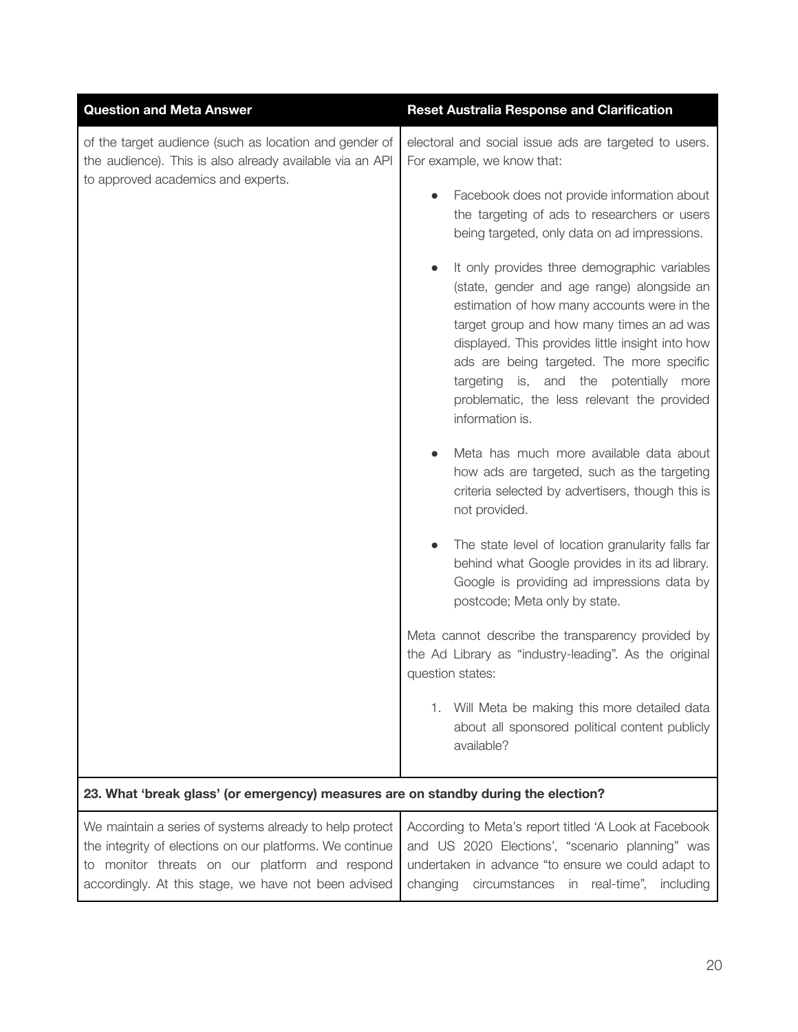| Question and Meta Answer | Reset Australia Response and Clarification |
|---|---|
| of the target audience (such as location and gender of the audience). This is also already available via an API to approved academics and experts. | electoral and social issue ads are targeted to users. For example, we know that:<br><br>• Facebook does not provide information about the targeting of ads to researchers or users being targeted, only data on ad impressions.<br><br>• It only provides three demographic variables (state, gender and age range) alongside an estimation of how many accounts were in the target group and how many times an ad was displayed. This provides little insight into how ads are being targeted. The more specific targeting is, and the potentially more problematic, the less relevant the provided information is.<br><br>• Meta has much more available data about how ads are targeted, such as the targeting criteria selected by advertisers, though this is not provided.<br><br>• The state level of location granularity falls far behind what Google provides in its ad library. Google is providing ad impressions data by postcode; Meta only by state.<br><br>Meta cannot describe the transparency provided by the Ad Library as "industry-leading". As the original question states:<br><br>1. Will Meta be making this more detailed data about all sponsored political content publicly available? |
| **23. What 'break glass' (or emergency) measures are on standby during the election?** | |
| We maintain a series of systems already to help protect the integrity of elections on our platforms. We continue to monitor threats on our platform and respond accordingly. At this stage, we have not been advised | According to Meta's report titled 'A Look at Facebook and US 2020 Elections', "scenario planning" was undertaken in advance "to ensure we could adapt to changing circumstances in real-time", including |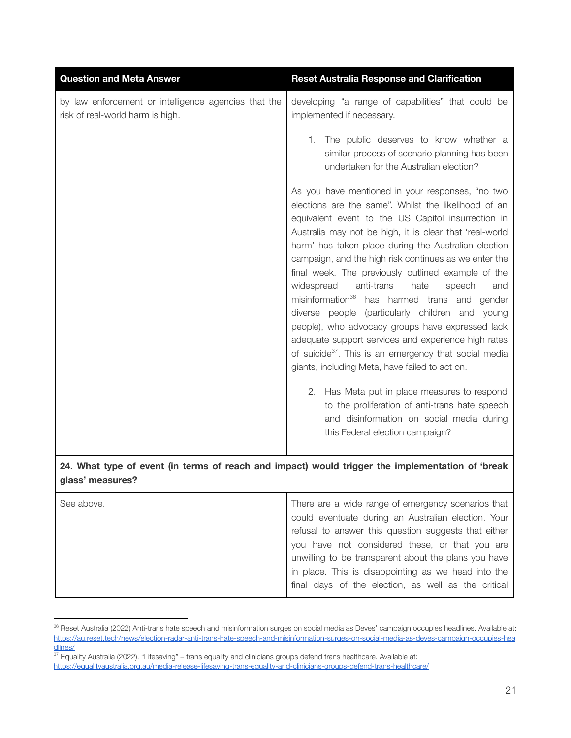| Question and Meta Answer | Reset Australia Response and Clarification |
| --- | --- |
| by law enforcement or intelligence agencies that the risk of real-world harm is high. | developing "a range of capabilities" that could be implemented if necessary.<br><br>1. The public deserves to know whether a similar process of scenario planning has been undertaken for the Australian election?<br><br>As you have mentioned in your responses, "no two elections are the same". Whilst the likelihood of an equivalent event to the US Capitol insurrection in Australia may not be high, it is clear that 'real-world harm' has taken place during the Australian election campaign, and the high risk continues as we enter the final week. The previously outlined example of the widespread anti-trans hate speech and misinformation[36] has harmed trans and gender diverse people (particularly children and young people), who advocacy groups have expressed lack adequate support services and experience high rates of suicide[37]. This is an emergency that social media giants, including Meta, have failed to act on.<br><br>2. Has Meta put in place measures to respond to the proliferation of anti-trans hate speech and disinformation on social media during this Federal election campaign? |
| **24. What type of event (in terms of reach and impact) would trigger the implementation of 'break glass' measures?** | |
| See above. | There are a wide range of emergency scenarios that could eventuate during an Australian election. Your refusal to answer this question suggests that either you have not considered these, or that you are unwilling to be transparent about the plans you have in place. This is disappointing as we head into the final days of the election, as well as the critical |

[36] Reset Australia (2022) Anti-trans hate speech and misinformation surges on social media as Deves' campaign occupies headlines. Available at: https://au.reset.tech/news/election-radar-anti-trans-hate-speech-and-misinformation-surges-on-social-media-as-deves-campaign-occupies-headlines/

[37] Equality Australia (2022). "Lifesaving" – trans equality and clinicians groups defend trans healthcare. Available at: https://equalityaustralia.org.au/media-release-lifesaving-trans-equality-and-clinicians-groups-defend-trans-healthcare/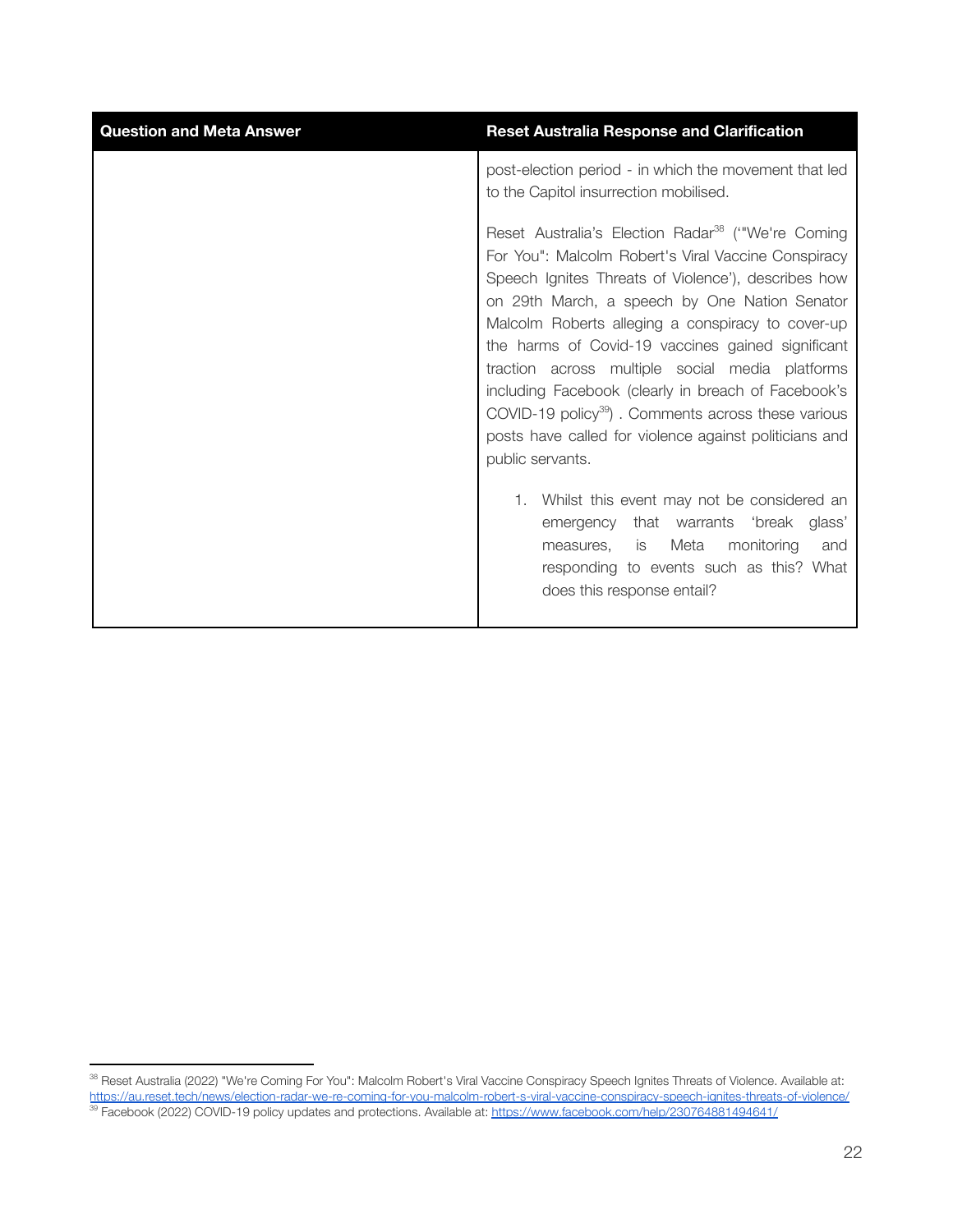| Question and Meta Answer | Reset Australia Response and Clarification |
| --- | --- |
| | post-election period - in which the movement that led to the Capitol insurrection mobilised.<br><br>Reset Australia's Election Radar[38] ('"We're Coming For You": Malcolm Robert's Viral Vaccine Conspiracy Speech Ignites Threats of Violence'), describes how on 29th March, a speech by One Nation Senator Malcolm Roberts alleging a conspiracy to cover-up the harms of Covid-19 vaccines gained significant traction across multiple social media platforms including Facebook (clearly in breach of Facebook's COVID-19 policy[39]) . Comments across these various posts have called for violence against politicians and public servants.<br><br>1. Whilst this event may not be considered an emergency that warrants 'break glass' measures, is Meta monitoring and responding to events such as this? What does this response entail? |

[38] Reset Australia (2022) "We're Coming For You": Malcolm Robert's Viral Vaccine Conspiracy Speech Ignites Threats of Violence. Available at: https://au.reset.tech/news/election-radar-we-re-coming-for-you-malcolm-robert-s-viral-vaccine-conspiracy-speech-ignites-threats-of-violence/

[39] Facebook (2022) COVID-19 policy updates and protections. Available at: https://www.facebook.com/help/230764881494641/